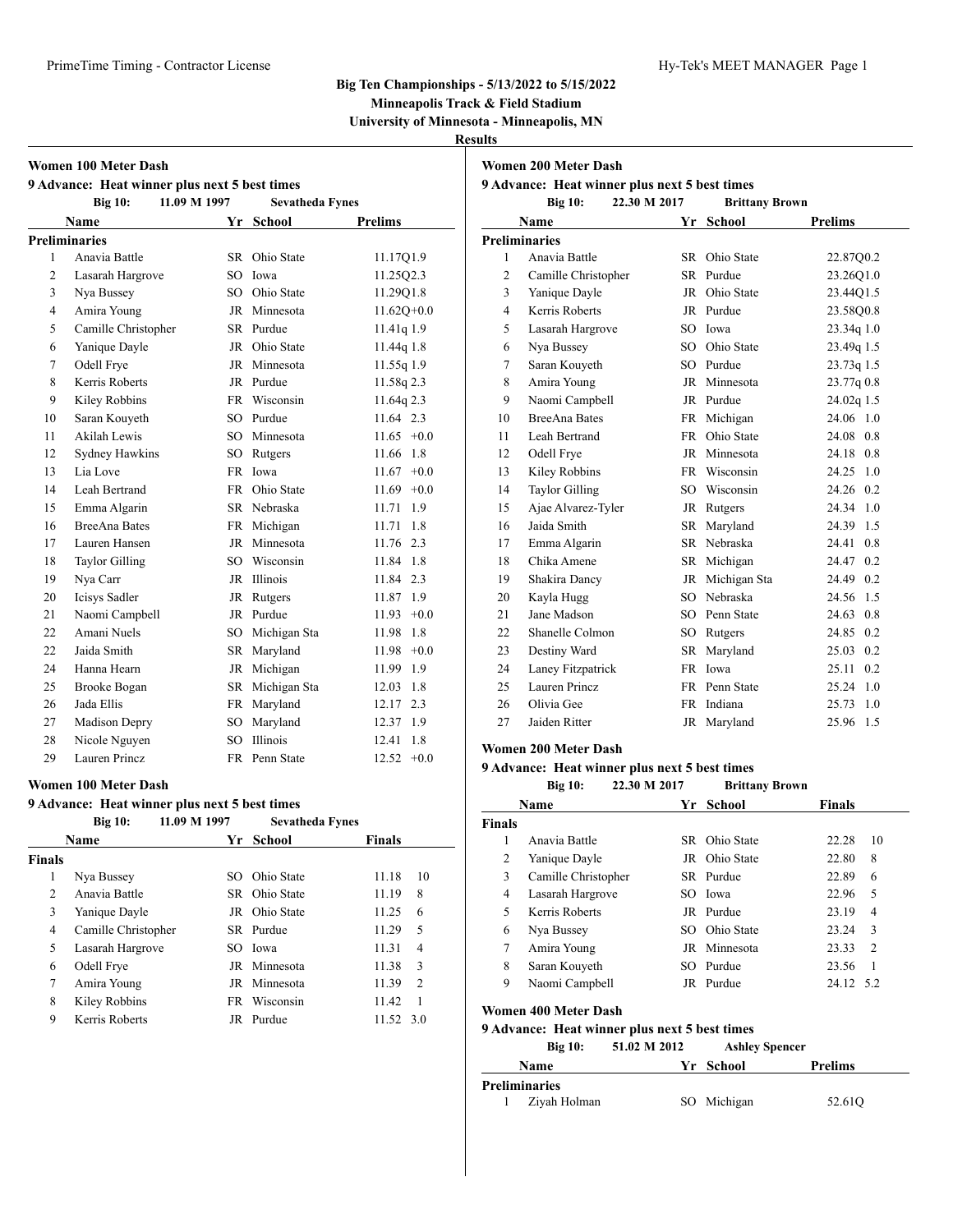# Big Ten Championships - 5/13/2022 to 5/15/2022

**Minneapolis Track & Field Stadium**

**University of Minnesota - Minneapolis, MN**

**Results**

## Women 100 Meter Dash

**9 Advance: Heat winner plus next 5 best times**

**Big 10: 11.09 M 1997 Sevatheda Fynes**

| | Name | Yr | School | Prelims | |
|---|---|---|---|---|---|
| **Preliminaries** | | | | | |
| 1 | Anavia Battle | SR | Ohio State | 11.17Q | 1.9 |
| 2 | Lasarah Hargrove | SO | Iowa | 11.25Q | 2.3 |
| 3 | Nya Bussey | SO | Ohio State | 11.29Q | 1.8 |
| 4 | Amira Young | JR | Minnesota | 11.62Q | +0.0 |
| 5 | Camille Christopher | SR | Purdue | 11.41q | 1.9 |
| 6 | Yanique Dayle | JR | Ohio State | 11.44q | 1.8 |
| 7 | Odell Frye | JR | Minnesota | 11.55q | 1.9 |
| 8 | Kerris Roberts | JR | Purdue | 11.58q | 2.3 |
| 9 | Kiley Robbins | FR | Wisconsin | 11.64q | 2.3 |
| 10 | Saran Kouyeth | SO | Purdue | 11.64 | 2.3 |
| 11 | Akilah Lewis | SO | Minnesota | 11.65 | +0.0 |
| 12 | Sydney Hawkins | SO | Rutgers | 11.66 | 1.8 |
| 13 | Lia Love | FR | Iowa | 11.67 | +0.0 |
| 14 | Leah Bertrand | FR | Ohio State | 11.69 | +0.0 |
| 15 | Emma Algarin | SR | Nebraska | 11.71 | 1.9 |
| 16 | BreeAna Bates | FR | Michigan | 11.71 | 1.8 |
| 17 | Lauren Hansen | JR | Minnesota | 11.76 | 2.3 |
| 18 | Taylor Gilling | SO | Wisconsin | 11.84 | 1.8 |
| 19 | Nya Carr | JR | Illinois | 11.84 | 2.3 |
| 20 | Icisys Sadler | JR | Rutgers | 11.87 | 1.9 |
| 21 | Naomi Campbell | JR | Purdue | 11.93 | +0.0 |
| 22 | Amani Nuels | SO | Michigan Sta | 11.98 | 1.8 |
| 22 | Jaida Smith | SR | Maryland | 11.98 | +0.0 |
| 24 | Hanna Hearn | JR | Michigan | 11.99 | 1.9 |
| 25 | Brooke Bogan | SR | Michigan Sta | 12.03 | 1.8 |
| 26 | Jada Ellis | FR | Maryland | 12.17 | 2.3 |
| 27 | Madison Depry | SO | Maryland | 12.37 | 1.9 |
| 28 | Nicole Nguyen | SO | Illinois | 12.41 | 1.8 |
| 29 | Lauren Princz | FR | Penn State | 12.52 | +0.0 |

## Women 100 Meter Dash

**9 Advance: Heat winner plus next 5 best times**

**Big 10: 11.09 M 1997 Sevatheda Fynes**

| | Name | Yr | School | Finals | |
|---|---|---|---|---|---|
| **Finals** | | | | | |
| 1 | Nya Bussey | SO | Ohio State | 11.18 | 10 |
| 2 | Anavia Battle | SR | Ohio State | 11.19 | 8 |
| 3 | Yanique Dayle | JR | Ohio State | 11.25 | 6 |
| 4 | Camille Christopher | SR | Purdue | 11.29 | 5 |
| 5 | Lasarah Hargrove | SO | Iowa | 11.31 | 4 |
| 6 | Odell Frye | JR | Minnesota | 11.38 | 3 |
| 7 | Amira Young | JR | Minnesota | 11.39 | 2 |
| 8 | Kiley Robbins | FR | Wisconsin | 11.42 | 1 |
| 9 | Kerris Roberts | JR | Purdue | 11.52 | 3.0 |

## Women 200 Meter Dash

**9 Advance: Heat winner plus next 5 best times**

**Big 10: 22.30 M 2017 Brittany Brown**

| | Name | Yr | School | Prelims | |
|---|---|---|---|---|---|
| **Preliminaries** | | | | | |
| 1 | Anavia Battle | SR | Ohio State | 22.87Q | 0.2 |
| 2 | Camille Christopher | SR | Purdue | 23.26Q | 1.0 |
| 3 | Yanique Dayle | JR | Ohio State | 23.44Q | 1.5 |
| 4 | Kerris Roberts | JR | Purdue | 23.58Q | 0.8 |
| 5 | Lasarah Hargrove | SO | Iowa | 23.34q | 1.0 |
| 6 | Nya Bussey | SO | Ohio State | 23.49q | 1.5 |
| 7 | Saran Kouyeth | SO | Purdue | 23.73q | 1.5 |
| 8 | Amira Young | JR | Minnesota | 23.77q | 0.8 |
| 9 | Naomi Campbell | JR | Purdue | 24.02q | 1.5 |
| 10 | BreeAna Bates | FR | Michigan | 24.06 | 1.0 |
| 11 | Leah Bertrand | FR | Ohio State | 24.08 | 0.8 |
| 12 | Odell Frye | JR | Minnesota | 24.18 | 0.8 |
| 13 | Kiley Robbins | FR | Wisconsin | 24.25 | 1.0 |
| 14 | Taylor Gilling | SO | Wisconsin | 24.26 | 0.2 |
| 15 | Ajae Alvarez-Tyler | JR | Rutgers | 24.34 | 1.0 |
| 16 | Jaida Smith | SR | Maryland | 24.39 | 1.5 |
| 17 | Emma Algarin | SR | Nebraska | 24.41 | 0.8 |
| 18 | Chika Amene | SR | Michigan | 24.47 | 0.2 |
| 19 | Shakira Dancy | JR | Michigan Sta | 24.49 | 0.2 |
| 20 | Kayla Hugg | SO | Nebraska | 24.56 | 1.5 |
| 21 | Jane Madson | SO | Penn State | 24.63 | 0.8 |
| 22 | Shanelle Colmon | SO | Rutgers | 24.85 | 0.2 |
| 23 | Destiny Ward | SR | Maryland | 25.03 | 0.2 |
| 24 | Laney Fitzpatrick | FR | Iowa | 25.11 | 0.2 |
| 25 | Lauren Princz | FR | Penn State | 25.24 | 1.0 |
| 26 | Olivia Gee | FR | Indiana | 25.73 | 1.0 |
| 27 | Jaiden Ritter | JR | Maryland | 25.96 | 1.5 |

## Women 200 Meter Dash

**9 Advance: Heat winner plus next 5 best times**

**Big 10: 22.30 M 2017 Brittany Brown**

| | Name | Yr | School | Finals | |
|---|---|---|---|---|---|
| **Finals** | | | | | |
| 1 | Anavia Battle | SR | Ohio State | 22.28 | 10 |
| 2 | Yanique Dayle | JR | Ohio State | 22.80 | 8 |
| 3 | Camille Christopher | SR | Purdue | 22.89 | 6 |
| 4 | Lasarah Hargrove | SO | Iowa | 22.96 | 5 |
| 5 | Kerris Roberts | JR | Purdue | 23.19 | 4 |
| 6 | Nya Bussey | SO | Ohio State | 23.24 | 3 |
| 7 | Amira Young | JR | Minnesota | 23.33 | 2 |
| 8 | Saran Kouyeth | SO | Purdue | 23.56 | 1 |
| 9 | Naomi Campbell | JR | Purdue | 24.12 | 5.2 |

## Women 400 Meter Dash

**9 Advance: Heat winner plus next 5 best times**

**Big 10: 51.02 M 2012 Ashley Spencer**

| | Name | Yr | School | Prelims |
|---|---|---|---|---|
| **Preliminaries** | | | | |
| 1 | Ziyah Holman | SO | Michigan | 52.61Q |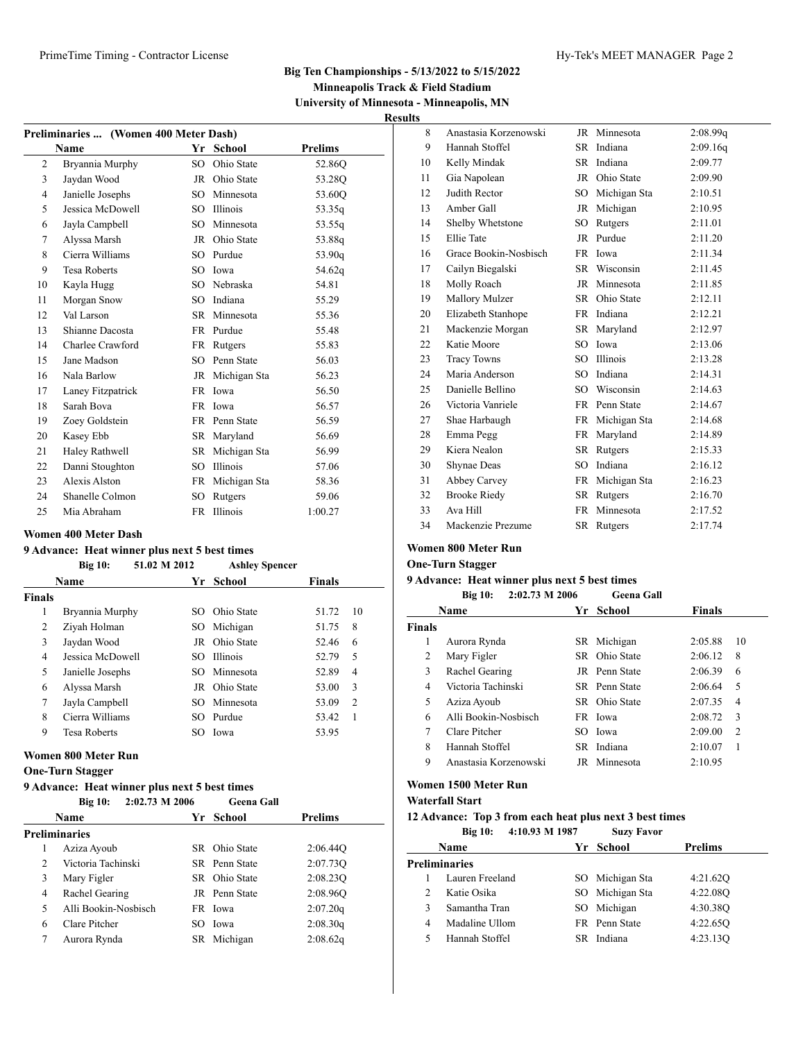## Big Ten Championships - 5/13/2022 to 5/15/2022

**Minneapolis Track & Field Stadium**

**University of Minnesota - Minneapolis, MN**

**Results**

### Preliminaries ... (Women 400 Meter Dash)

| | Name | Yr | School | Prelims |
|---|---|---|---|---|
| 2 | Bryannia Murphy | SO | Ohio State | 52.86Q |
| 3 | Jaydan Wood | JR | Ohio State | 53.28Q |
| 4 | Janielle Josephs | SO | Minnesota | 53.60Q |
| 5 | Jessica McDowell | SO | Illinois | 53.35q |
| 6 | Jayla Campbell | SO | Minnesota | 53.55q |
| 7 | Alyssa Marsh | JR | Ohio State | 53.88q |
| 8 | Cierra Williams | SO | Purdue | 53.90q |
| 9 | Tesa Roberts | SO | Iowa | 54.62q |
| 10 | Kayla Hugg | SO | Nebraska | 54.81 |
| 11 | Morgan Snow | SO | Indiana | 55.29 |
| 12 | Val Larson | SR | Minnesota | 55.36 |
| 13 | Shianne Dacosta | FR | Purdue | 55.48 |
| 14 | Charlee Crawford | FR | Rutgers | 55.83 |
| 15 | Jane Madson | SO | Penn State | 56.03 |
| 16 | Nala Barlow | JR | Michigan Sta | 56.23 |
| 17 | Laney Fitzpatrick | FR | Iowa | 56.50 |
| 18 | Sarah Bova | FR | Iowa | 56.57 |
| 19 | Zoey Goldstein | FR | Penn State | 56.59 |
| 20 | Kasey Ebb | SR | Maryland | 56.69 |
| 21 | Haley Rathwell | SR | Michigan Sta | 56.99 |
| 22 | Danni Stoughton | SO | Illinois | 57.06 |
| 23 | Alexis Alston | FR | Michigan Sta | 58.36 |
| 24 | Shanelle Colmon | SO | Rutgers | 59.06 |
| 25 | Mia Abraham | FR | Illinois | 1:00.27 |

### Women 400 Meter Dash

**9 Advance: Heat winner plus next 5 best times**

**Big 10: 51.02 M 2012 Ashley Spencer**

| | Name | Yr | School | Finals | |
|---|---|---|---|---|---|
| **Finals** | | | | | |
| 1 | Bryannia Murphy | SO | Ohio State | 51.72 | 10 |
| 2 | Ziyah Holman | SO | Michigan | 51.75 | 8 |
| 3 | Jaydan Wood | JR | Ohio State | 52.46 | 6 |
| 4 | Jessica McDowell | SO | Illinois | 52.79 | 5 |
| 5 | Janielle Josephs | SO | Minnesota | 52.89 | 4 |
| 6 | Alyssa Marsh | JR | Ohio State | 53.00 | 3 |
| 7 | Jayla Campbell | SO | Minnesota | 53.09 | 2 |
| 8 | Cierra Williams | SO | Purdue | 53.42 | 1 |
| 9 | Tesa Roberts | SO | Iowa | 53.95 | |

### Women 800 Meter Run

**One-Turn Stagger**

**9 Advance: Heat winner plus next 5 best times**

**Big 10: 2:02.73 M 2006 Geena Gall**

| | Name | Yr | School | Prelims |
|---|---|---|---|---|
| **Preliminaries** | | | | |
| 1 | Aziza Ayoub | SR | Ohio State | 2:06.44Q |
| 2 | Victoria Tachinski | SR | Penn State | 2:07.73Q |
| 3 | Mary Figler | SR | Ohio State | 2:08.23Q |
| 4 | Rachel Gearing | JR | Penn State | 2:08.96Q |
| 5 | Alli Bookin-Nosbisch | FR | Iowa | 2:07.20q |
| 6 | Clare Pitcher | SO | Iowa | 2:08.30q |
| 7 | Aurora Rynda | SR | Michigan | 2:08.62q |
| 8 | Anastasia Korzenowski | JR | Minnesota | 2:08.99q |
| 9 | Hannah Stoffel | SR | Indiana | 2:09.16q |
| 10 | Kelly Mindak | SR | Indiana | 2:09.77 |
| 11 | Gia Napolean | JR | Ohio State | 2:09.90 |
| 12 | Judith Rector | SO | Michigan Sta | 2:10.51 |
| 13 | Amber Gall | JR | Michigan | 2:10.95 |
| 14 | Shelby Whetstone | SO | Rutgers | 2:11.01 |
| 15 | Ellie Tate | JR | Purdue | 2:11.20 |
| 16 | Grace Bookin-Nosbisch | FR | Iowa | 2:11.34 |
| 17 | Cailyn Biegalski | SR | Wisconsin | 2:11.45 |
| 18 | Molly Roach | JR | Minnesota | 2:11.85 |
| 19 | Mallory Mulzer | SR | Ohio State | 2:12.11 |
| 20 | Elizabeth Stanhope | FR | Indiana | 2:12.21 |
| 21 | Mackenzie Morgan | SR | Maryland | 2:12.97 |
| 22 | Katie Moore | SO | Iowa | 2:13.06 |
| 23 | Tracy Towns | SO | Illinois | 2:13.28 |
| 24 | Maria Anderson | SO | Indiana | 2:14.31 |
| 25 | Danielle Bellino | SO | Wisconsin | 2:14.63 |
| 26 | Victoria Vanriele | FR | Penn State | 2:14.67 |
| 27 | Shae Harbaugh | FR | Michigan Sta | 2:14.68 |
| 28 | Emma Pegg | FR | Maryland | 2:14.89 |
| 29 | Kiera Nealon | SR | Rutgers | 2:15.33 |
| 30 | Shynae Deas | SO | Indiana | 2:16.12 |
| 31 | Abbey Carvey | FR | Michigan Sta | 2:16.23 |
| 32 | Brooke Riedy | SR | Rutgers | 2:16.70 |
| 33 | Ava Hill | FR | Minnesota | 2:17.52 |
| 34 | Mackenzie Prezume | SR | Rutgers | 2:17.74 |

### Women 800 Meter Run

**One-Turn Stagger**

**9 Advance: Heat winner plus next 5 best times**

**Big 10: 2:02.73 M 2006 Geena Gall**

| | Name | Yr | School | Finals | |
|---|---|---|---|---|---|
| **Finals** | | | | | |
| 1 | Aurora Rynda | SR | Michigan | 2:05.88 | 10 |
| 2 | Mary Figler | SR | Ohio State | 2:06.12 | 8 |
| 3 | Rachel Gearing | JR | Penn State | 2:06.39 | 6 |
| 4 | Victoria Tachinski | SR | Penn State | 2:06.64 | 5 |
| 5 | Aziza Ayoub | SR | Ohio State | 2:07.35 | 4 |
| 6 | Alli Bookin-Nosbisch | FR | Iowa | 2:08.72 | 3 |
| 7 | Clare Pitcher | SO | Iowa | 2:09.00 | 2 |
| 8 | Hannah Stoffel | SR | Indiana | 2:10.07 | 1 |
| 9 | Anastasia Korzenowski | JR | Minnesota | 2:10.95 | |

### Women 1500 Meter Run

**Waterfall Start**

**12 Advance: Top 3 from each heat plus next 3 best times**

**Big 10: 4:10.93 M 1987 Suzy Favor**

| | Name | Yr | School | Prelims |
|---|---|---|---|---|
| **Preliminaries** | | | | |
| 1 | Lauren Freeland | SO | Michigan Sta | 4:21.62Q |
| 2 | Katie Osika | SO | Michigan Sta | 4:22.08Q |
| 3 | Samantha Tran | SO | Michigan | 4:30.38Q |
| 4 | Madaline Ullom | FR | Penn State | 4:22.65Q |
| 5 | Hannah Stoffel | SR | Indiana | 4:23.13Q |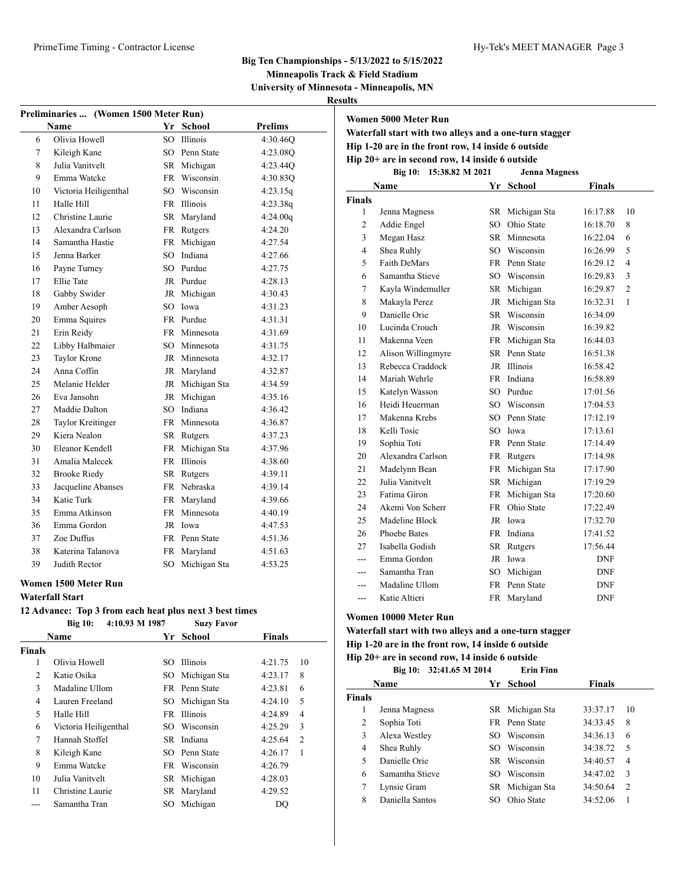Big Ten Championships - 5/13/2022 to 5/15/2022
Minneapolis Track & Field Stadium
University of Minnesota - Minneapolis, MN

**Results**

### Preliminaries ... (Women 1500 Meter Run)

| | Name | Yr | School | Prelims |
|---|---|---|---|---|
| 6 | Olivia Howell | SO | Illinois | 4:30.46Q |
| 7 | Kileigh Kane | SO | Penn State | 4:23.08Q |
| 8 | Julia Vanitvelt | SR | Michigan | 4:23.44Q |
| 9 | Emma Watcke | FR | Wisconsin | 4:30.83Q |
| 10 | Victoria Heiligenthal | SO | Wisconsin | 4:23.15q |
| 11 | Halle Hill | FR | Illinois | 4:23.38q |
| 12 | Christine Laurie | SR | Maryland | 4:24.00q |
| 13 | Alexandra Carlson | FR | Rutgers | 4:24.20 |
| 14 | Samantha Hastie | FR | Michigan | 4:27.54 |
| 15 | Jenna Barker | SO | Indiana | 4:27.66 |
| 16 | Payne Turney | SO | Purdue | 4:27.75 |
| 17 | Ellie Tate | JR | Purdue | 4:28.13 |
| 18 | Gabby Swider | JR | Michigan | 4:30.43 |
| 19 | Amber Aesoph | SO | Iowa | 4:31.23 |
| 20 | Emma Squires | FR | Purdue | 4:31.31 |
| 21 | Erin Reidy | FR | Minnesota | 4:31.69 |
| 22 | Libby Halbmaier | SO | Minnesota | 4:31.75 |
| 23 | Taylor Krone | JR | Minnesota | 4:32.17 |
| 24 | Anna Coffin | JR | Maryland | 4:32.87 |
| 25 | Melanie Helder | JR | Michigan Sta | 4:34.59 |
| 26 | Eva Jansohn | JR | Michigan | 4:35.16 |
| 27 | Maddie Dalton | SO | Indiana | 4:36.42 |
| 28 | Taylor Kreitinger | FR | Minnesota | 4:36.87 |
| 29 | Kiera Nealon | SR | Rutgers | 4:37.23 |
| 30 | Eleanor Kendell | FR | Michigan Sta | 4:37.96 |
| 31 | Amalia Malecek | FR | Illinois | 4:38.60 |
| 32 | Brooke Riedy | SR | Rutgers | 4:39.11 |
| 33 | Jacqueline Abanses | FR | Nebraska | 4:39.14 |
| 34 | Katie Turk | FR | Maryland | 4:39.66 |
| 35 | Emma Atkinson | FR | Minnesota | 4:40.19 |
| 36 | Emma Gordon | JR | Iowa | 4:47.53 |
| 37 | Zoe Duffus | FR | Penn State | 4:51.36 |
| 38 | Katerina Talanova | FR | Maryland | 4:51.63 |
| 39 | Judith Rector | SO | Michigan Sta | 4:53.25 |

### Women 1500 Meter Run

**Waterfall Start**

**12 Advance: Top 3 from each heat plus next 3 best times**

**Big 10: 4:10.93 M 1987 Suzy Favor**

| | Name | Yr | School | Finals | |
|---|---|---|---|---|---|
| **Finals** | | | | | |
| 1 | Olivia Howell | SO | Illinois | 4:21.75 | 10 |
| 2 | Katie Osika | SO | Michigan Sta | 4:23.17 | 8 |
| 3 | Madaline Ullom | FR | Penn State | 4:23.81 | 6 |
| 4 | Lauren Freeland | SO | Michigan Sta | 4:24.10 | 5 |
| 5 | Halle Hill | FR | Illinois | 4:24.89 | 4 |
| 6 | Victoria Heiligenthal | SO | Wisconsin | 4:25.29 | 3 |
| 7 | Hannah Stoffel | SR | Indiana | 4:25.64 | 2 |
| 8 | Kileigh Kane | SO | Penn State | 4:26.17 | 1 |
| 9 | Emma Watcke | FR | Wisconsin | 4:26.79 | |
| 10 | Julia Vanitvelt | SR | Michigan | 4:28.03 | |
| 11 | Christine Laurie | SR | Maryland | 4:29.52 | |
| --- | Samantha Tran | SO | Michigan | DQ | |

### Women 5000 Meter Run

**Waterfall start with two alleys and a one-turn stagger**

**Hip 1-20 are in the front row, 14 inside 6 outside**

**Hip 20+ are in second row, 14 inside 6 outside**

**Big 10: 15:38.82 M 2021 Jenna Magness**

| | Name | Yr | School | Finals | |
|---|---|---|---|---|---|
| **Finals** | | | | | |
| 1 | Jenna Magness | SR | Michigan Sta | 16:17.88 | 10 |
| 2 | Addie Engel | SO | Ohio State | 16:18.70 | 8 |
| 3 | Megan Hasz | SR | Minnesota | 16:22.04 | 6 |
| 4 | Shea Ruhly | SO | Wisconsin | 16:26.99 | 5 |
| 5 | Faith DeMars | FR | Penn State | 16:29.12 | 4 |
| 6 | Samantha Stieve | SO | Wisconsin | 16:29.83 | 3 |
| 7 | Kayla Windemuller | SR | Michigan | 16:29.87 | 2 |
| 8 | Makayla Perez | JR | Michigan Sta | 16:32.31 | 1 |
| 9 | Danielle Orie | SR | Wisconsin | 16:34.09 | |
| 10 | Lucinda Crouch | JR | Wisconsin | 16:39.82 | |
| 11 | Makenna Veen | FR | Michigan Sta | 16:44.03 | |
| 12 | Alison Willingmyre | SR | Penn State | 16:51.38 | |
| 13 | Rebecca Craddock | JR | Illinois | 16:58.42 | |
| 14 | Mariah Wehrle | FR | Indiana | 16:58.89 | |
| 15 | Katelyn Wasson | SO | Purdue | 17:01.56 | |
| 16 | Heidi Heuerman | SO | Wisconsin | 17:04.53 | |
| 17 | Makenna Krebs | SO | Penn State | 17:12.19 | |
| 18 | Kelli Tosic | SO | Iowa | 17:13.61 | |
| 19 | Sophia Toti | FR | Penn State | 17:14.49 | |
| 20 | Alexandra Carlson | FR | Rutgers | 17:14.98 | |
| 21 | Madelynn Bean | FR | Michigan Sta | 17:17.90 | |
| 22 | Julia Vanitvelt | SR | Michigan | 17:19.29 | |
| 23 | Fatima Giron | FR | Michigan Sta | 17:20.60 | |
| 24 | Akemi Von Scherr | FR | Ohio State | 17:22.49 | |
| 25 | Madeline Block | JR | Iowa | 17:32.70 | |
| 26 | Phoebe Bates | FR | Indiana | 17:41.52 | |
| 27 | Isabella Godish | SR | Rutgers | 17:56.44 | |
| --- | Emma Gordon | JR | Iowa | DNF | |
| --- | Samantha Tran | SO | Michigan | DNF | |
| --- | Madaline Ullom | FR | Penn State | DNF | |
| --- | Katie Altieri | FR | Maryland | DNF | |

### Women 10000 Meter Run

**Waterfall start with two alleys and a one-turn stagger**

**Hip 1-20 are in the front row, 14 inside 6 outside**

**Hip 20+ are in second row, 14 inside 6 outside**

**Big 10: 32:41.65 M 2014 Erin Finn**

| | Name | Yr | School | Finals | |
|---|---|---|---|---|---|
| **Finals** | | | | | |
| 1 | Jenna Magness | SR | Michigan Sta | 33:37.17 | 10 |
| 2 | Sophia Toti | FR | Penn State | 34:33.45 | 8 |
| 3 | Alexa Westley | SO | Wisconsin | 34:36.13 | 6 |
| 4 | Shea Ruhly | SO | Wisconsin | 34:38.72 | 5 |
| 5 | Danielle Orie | SR | Wisconsin | 34:40.57 | 4 |
| 6 | Samantha Stieve | SO | Wisconsin | 34:47.02 | 3 |
| 7 | Lynsie Gram | SR | Michigan Sta | 34:50.64 | 2 |
| 8 | Daniella Santos | SO | Ohio State | 34:52.06 | 1 |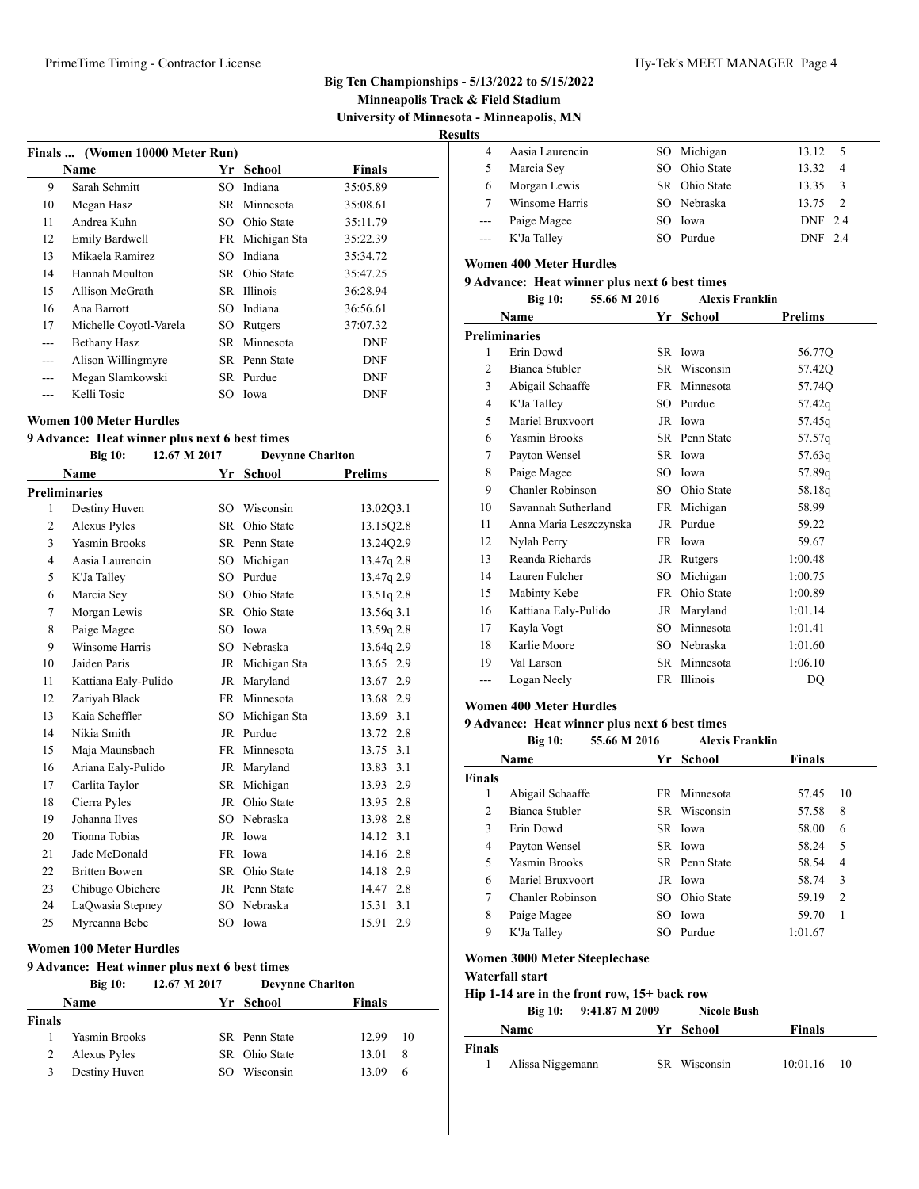## Big Ten Championships - 5/13/2022 to 5/15/2022

**Minneapolis Track & Field Stadium**
**University of Minnesota - Minneapolis, MN**

**Results**

### Finals ... (Women 10000 Meter Run)

| | Name | Yr | School | Finals |
|---|---|---|---|---|
| 9 | Sarah Schmitt | SO | Indiana | 35:05.89 |
| 10 | Megan Hasz | SR | Minnesota | 35:08.61 |
| 11 | Andrea Kuhn | SO | Ohio State | 35:11.79 |
| 12 | Emily Bardwell | FR | Michigan Sta | 35:22.39 |
| 13 | Mikaela Ramirez | SO | Indiana | 35:34.72 |
| 14 | Hannah Moulton | SR | Ohio State | 35:47.25 |
| 15 | Allison McGrath | SR | Illinois | 36:28.94 |
| 16 | Ana Barrott | SO | Indiana | 36:56.61 |
| 17 | Michelle Coyotl-Varela | SO | Rutgers | 37:07.32 |
| --- | Bethany Hasz | SR | Minnesota | DNF |
| --- | Alison Willingmyre | SR | Penn State | DNF |
| --- | Megan Slamkowski | SR | Purdue | DNF |
| --- | Kelli Tosic | SO | Iowa | DNF |

### Women 100 Meter Hurdles

**9 Advance: Heat winner plus next 6 best times**

Big 10: 12.67 M 2017 Devynne Charlton

| | Name | Yr | School | Prelims | Wind |
|---|---|---|---|---|---|
| **Preliminaries** | | | | | |
| 1 | Destiny Huven | SO | Wisconsin | 13.02Q | 3.1 |
| 2 | Alexus Pyles | SR | Ohio State | 13.15Q | 2.8 |
| 3 | Yasmin Brooks | SR | Penn State | 13.24Q | 2.9 |
| 4 | Aasia Laurencin | SO | Michigan | 13.47q | 2.8 |
| 5 | K'Ja Talley | SO | Purdue | 13.47q | 2.9 |
| 6 | Marcia Sey | SO | Ohio State | 13.51q | 2.8 |
| 7 | Morgan Lewis | SR | Ohio State | 13.56q | 3.1 |
| 8 | Paige Magee | SO | Iowa | 13.59q | 2.8 |
| 9 | Winsome Harris | SO | Nebraska | 13.64q | 2.9 |
| 10 | Jaiden Paris | JR | Michigan Sta | 13.65 | 2.9 |
| 11 | Kattiana Ealy-Pulido | JR | Maryland | 13.67 | 2.9 |
| 12 | Zariyah Black | FR | Minnesota | 13.68 | 2.9 |
| 13 | Kaia Scheffler | SO | Michigan Sta | 13.69 | 3.1 |
| 14 | Nikia Smith | JR | Purdue | 13.72 | 2.8 |
| 15 | Maja Maunsbach | FR | Minnesota | 13.75 | 3.1 |
| 16 | Ariana Ealy-Pulido | JR | Maryland | 13.83 | 3.1 |
| 17 | Carlita Taylor | SR | Michigan | 13.93 | 2.9 |
| 18 | Cierra Pyles | JR | Ohio State | 13.95 | 2.8 |
| 19 | Johanna Ilves | SO | Nebraska | 13.98 | 2.8 |
| 20 | Tionna Tobias | JR | Iowa | 14.12 | 3.1 |
| 21 | Jade McDonald | FR | Iowa | 14.16 | 2.8 |
| 22 | Britten Bowen | SR | Ohio State | 14.18 | 2.9 |
| 23 | Chibugo Obichere | JR | Penn State | 14.47 | 2.8 |
| 24 | LaQwasia Stepney | SO | Nebraska | 15.31 | 3.1 |
| 25 | Myreanna Bebe | SO | Iowa | 15.91 | 2.9 |

### Women 100 Meter Hurdles

**9 Advance: Heat winner plus next 6 best times**

Big 10: 12.67 M 2017 Devynne Charlton

| | Name | Yr | School | Finals | Points |
|---|---|---|---|---|---|
| **Finals** | | | | | |
| 1 | Yasmin Brooks | SR | Penn State | 12.99 | 10 |
| 2 | Alexus Pyles | SR | Ohio State | 13.01 | 8 |
| 3 | Destiny Huven | SO | Wisconsin | 13.09 | 6 |
| 4 | Aasia Laurencin | SO | Michigan | 13.12 | 5 |
| 5 | Marcia Sey | SO | Ohio State | 13.32 | 4 |
| 6 | Morgan Lewis | SR | Ohio State | 13.35 | 3 |
| 7 | Winsome Harris | SO | Nebraska | 13.75 | 2 |
| --- | Paige Magee | SO | Iowa | DNF 2.4 | |
| --- | K'Ja Talley | SO | Purdue | DNF 2.4 | |

### Women 400 Meter Hurdles

**9 Advance: Heat winner plus next 6 best times**

Big 10: 55.66 M 2016 Alexis Franklin

| | Name | Yr | School | Prelims |
|---|---|---|---|---|
| **Preliminaries** | | | | |
| 1 | Erin Dowd | SR | Iowa | 56.77Q |
| 2 | Bianca Stubler | SR | Wisconsin | 57.42Q |
| 3 | Abigail Schaaffe | FR | Minnesota | 57.74Q |
| 4 | K'Ja Talley | SO | Purdue | 57.42q |
| 5 | Mariel Bruxvoort | JR | Iowa | 57.45q |
| 6 | Yasmin Brooks | SR | Penn State | 57.57q |
| 7 | Payton Wensel | SR | Iowa | 57.63q |
| 8 | Paige Magee | SO | Iowa | 57.89q |
| 9 | Chanler Robinson | SO | Ohio State | 58.18q |
| 10 | Savannah Sutherland | FR | Michigan | 58.99 |
| 11 | Anna Maria Leszczynska | JR | Purdue | 59.22 |
| 12 | Nylah Perry | FR | Iowa | 59.67 |
| 13 | Reanda Richards | JR | Rutgers | 1:00.48 |
| 14 | Lauren Fulcher | SO | Michigan | 1:00.75 |
| 15 | Mabinty Kebe | FR | Ohio State | 1:00.89 |
| 16 | Kattiana Ealy-Pulido | JR | Maryland | 1:01.14 |
| 17 | Kayla Vogt | SO | Minnesota | 1:01.41 |
| 18 | Karlie Moore | SO | Nebraska | 1:01.60 |
| 19 | Val Larson | SR | Minnesota | 1:06.10 |
| --- | Logan Neely | FR | Illinois | DQ |

### Women 400 Meter Hurdles

**9 Advance: Heat winner plus next 6 best times**

Big 10: 55.66 M 2016 Alexis Franklin

| | Name | Yr | School | Finals | Points |
|---|---|---|---|---|---|
| **Finals** | | | | | |
| 1 | Abigail Schaaffe | FR | Minnesota | 57.45 | 10 |
| 2 | Bianca Stubler | SR | Wisconsin | 57.58 | 8 |
| 3 | Erin Dowd | SR | Iowa | 58.00 | 6 |
| 4 | Payton Wensel | SR | Iowa | 58.24 | 5 |
| 5 | Yasmin Brooks | SR | Penn State | 58.54 | 4 |
| 6 | Mariel Bruxvoort | JR | Iowa | 58.74 | 3 |
| 7 | Chanler Robinson | SO | Ohio State | 59.19 | 2 |
| 8 | Paige Magee | SO | Iowa | 59.70 | 1 |
| 9 | K'Ja Talley | SO | Purdue | 1:01.67 | |

### Women 3000 Meter Steeplechase

**Waterfall start**

**Hip 1-14 are in the front row, 15+ back row**

Big 10: 9:41.87 M 2009 Nicole Bush

| | Name | Yr | School | Finals | Points |
|---|---|---|---|---|---|
| **Finals** | | | | | |
| 1 | Alissa Niggemann | SR | Wisconsin | 10:01.16 | 10 |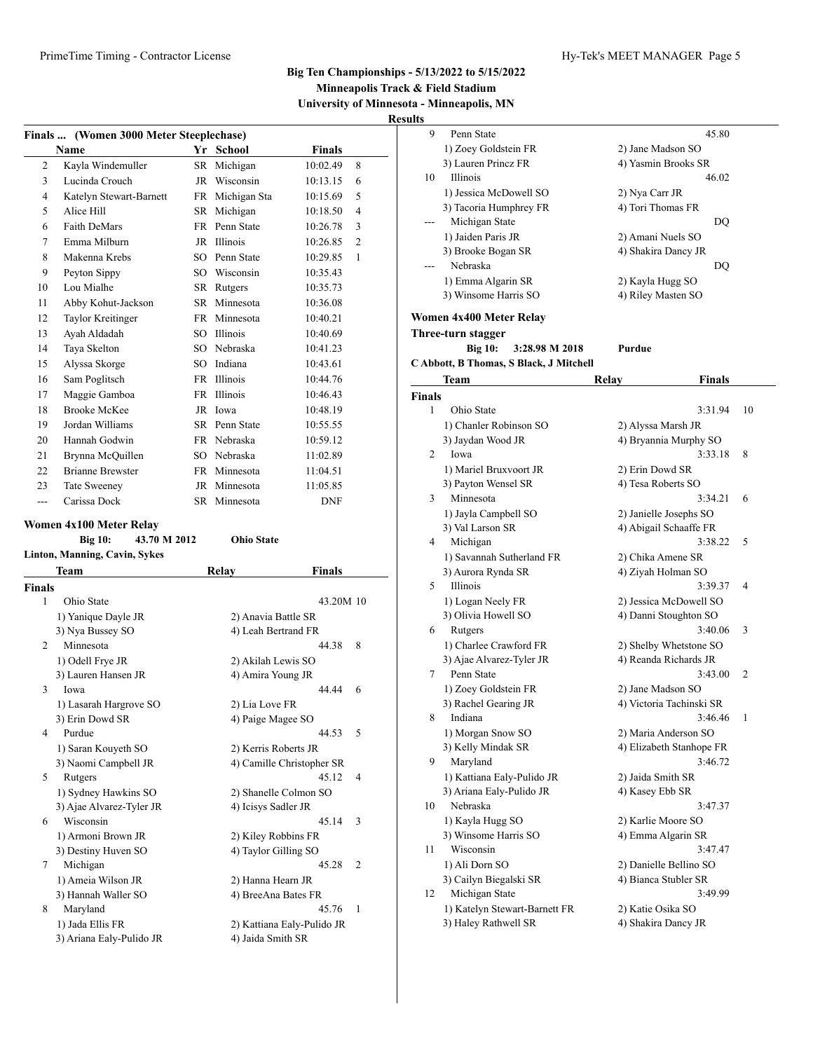## Big Ten Championships - 5/13/2022 to 5/15/2022

**Minneapolis Track & Field Stadium**

**University of Minnesota - Minneapolis, MN**

**Results**

### Finals ... (Women 3000 Meter Steeplechase)

| | Name | Yr | School | Finals | |
|---|---|---|---|---|---|
| 2 | Kayla Windemuller | SR | Michigan | 10:02.49 | 8 |
| 3 | Lucinda Crouch | JR | Wisconsin | 10:13.15 | 6 |
| 4 | Katelyn Stewart-Barnett | FR | Michigan Sta | 10:15.69 | 5 |
| 5 | Alice Hill | SR | Michigan | 10:18.50 | 4 |
| 6 | Faith DeMars | FR | Penn State | 10:26.78 | 3 |
| 7 | Emma Milburn | JR | Illinois | 10:26.85 | 2 |
| 8 | Makenna Krebs | SO | Penn State | 10:29.85 | 1 |
| 9 | Peyton Sippy | SO | Wisconsin | 10:35.43 | |
| 10 | Lou Mialhe | SR | Rutgers | 10:35.73 | |
| 11 | Abby Kohut-Jackson | SR | Minnesota | 10:36.08 | |
| 12 | Taylor Kreitinger | FR | Minnesota | 10:40.21 | |
| 13 | Ayah Aldadah | SO | Illinois | 10:40.69 | |
| 14 | Taya Skelton | SO | Nebraska | 10:41.23 | |
| 15 | Alyssa Skorge | SO | Indiana | 10:43.61 | |
| 16 | Sam Poglitsch | FR | Illinois | 10:44.76 | |
| 17 | Maggie Gamboa | FR | Illinois | 10:46.43 | |
| 18 | Brooke McKee | JR | Iowa | 10:48.19 | |
| 19 | Jordan Williams | SR | Penn State | 10:55.55 | |
| 20 | Hannah Godwin | FR | Nebraska | 10:59.12 | |
| 21 | Brynna McQuillen | SO | Nebraska | 11:02.89 | |
| 22 | Brianne Brewster | FR | Minnesota | 11:04.51 | |
| 23 | Tate Sweeney | JR | Minnesota | 11:05.85 | |
| --- | Carissa Dock | SR | Minnesota | DNF | |

### Women 4x100 Meter Relay

**Big 10:** 43.70 M 2012 **Ohio State**

**Linton, Manning, Cavin, Sykes**

| | Team | Relay | Finals | |
|---|---|---|---|---|
| **Finals** | | | | |
| 1 | Ohio State | | 43.20M | 10 |
| | 1) Yanique Dayle JR | 2) Anavia Battle SR | | |
| | 3) Nya Bussey SO | 4) Leah Bertrand FR | | |
| 2 | Minnesota | | 44.38 | 8 |
| | 1) Odell Frye JR | 2) Akilah Lewis SO | | |
| | 3) Lauren Hansen JR | 4) Amira Young JR | | |
| 3 | Iowa | | 44.44 | 6 |
| | 1) Lasarah Hargrove SO | 2) Lia Love FR | | |
| | 3) Erin Dowd SR | 4) Paige Magee SO | | |
| 4 | Purdue | | 44.53 | 5 |
| | 1) Saran Kouyeth SO | 2) Kerris Roberts JR | | |
| | 3) Naomi Campbell JR | 4) Camille Christopher SR | | |
| 5 | Rutgers | | 45.12 | 4 |
| | 1) Sydney Hawkins SO | 2) Shanelle Colmon SO | | |
| | 3) Ajae Alvarez-Tyler JR | 4) Icisys Sadler JR | | |
| 6 | Wisconsin | | 45.14 | 3 |
| | 1) Armoni Brown JR | 2) Kiley Robbins FR | | |
| | 3) Destiny Huven SO | 4) Taylor Gilling SO | | |
| 7 | Michigan | | 45.28 | 2 |
| | 1) Ameia Wilson JR | 2) Hanna Hearn JR | | |
| | 3) Hannah Waller SO | 4) BreeAna Bates FR | | |
| 8 | Maryland | | 45.76 | 1 |
| | 1) Jada Ellis FR | 2) Kattiana Ealy-Pulido JR | | |
| | 3) Ariana Ealy-Pulido JR | 4) Jaida Smith SR | | |
| 9 | Penn State | | 45.80 | |
| | 1) Zoey Goldstein FR | 2) Jane Madson SO | | |
| | 3) Lauren Princz FR | 4) Yasmin Brooks SR | | |
| 10 | Illinois | | 46.02 | |
| | 1) Jessica McDowell SO | 2) Nya Carr JR | | |
| | 3) Tacoria Humphrey FR | 4) Tori Thomas FR | | |
| --- | Michigan State | | DQ | |
| | 1) Jaiden Paris JR | 2) Amani Nuels SO | | |
| | 3) Brooke Bogan SR | 4) Shakira Dancy JR | | |
| --- | Nebraska | | DQ | |
| | 1) Emma Algarin SR | 2) Kayla Hugg SO | | |
| | 3) Winsome Harris SO | 4) Riley Masten SO | | |

### Women 4x400 Meter Relay

**Three-turn stagger**

**Big 10:** 3:28.98 M 2018 **Purdue**

**C Abbott, B Thomas, S Black, J Mitchell**

| | Team | Relay | Finals | |
|---|---|---|---|---|
| **Finals** | | | | |
| 1 | Ohio State | | 3:31.94 | 10 |
| | 1) Chanler Robinson SO | 2) Alyssa Marsh JR | | |
| | 3) Jaydan Wood JR | 4) Bryannia Murphy SO | | |
| 2 | Iowa | | 3:33.18 | 8 |
| | 1) Mariel Bruxvoort JR | 2) Erin Dowd SR | | |
| | 3) Payton Wensel SR | 4) Tesa Roberts SO | | |
| 3 | Minnesota | | 3:34.21 | 6 |
| | 1) Jayla Campbell SO | 2) Janielle Josephs SO | | |
| | 3) Val Larson SR | 4) Abigail Schaaffe FR | | |
| 4 | Michigan | | 3:38.22 | 5 |
| | 1) Savannah Sutherland FR | 2) Chika Amene SR | | |
| | 3) Aurora Rynda SR | 4) Ziyah Holman SO | | |
| 5 | Illinois | | 3:39.37 | 4 |
| | 1) Logan Neely FR | 2) Jessica McDowell SO | | |
| | 3) Olivia Howell SO | 4) Danni Stoughton SO | | |
| 6 | Rutgers | | 3:40.06 | 3 |
| | 1) Charlee Crawford FR | 2) Shelby Whetstone SO | | |
| | 3) Ajae Alvarez-Tyler JR | 4) Reanda Richards JR | | |
| 7 | Penn State | | 3:43.00 | 2 |
| | 1) Zoey Goldstein FR | 2) Jane Madson SO | | |
| | 3) Rachel Gearing JR | 4) Victoria Tachinski SR | | |
| 8 | Indiana | | 3:46.46 | 1 |
| | 1) Morgan Snow SO | 2) Maria Anderson SO | | |
| | 3) Kelly Mindak SR | 4) Elizabeth Stanhope FR | | |
| 9 | Maryland | | 3:46.72 | |
| | 1) Kattiana Ealy-Pulido JR | 2) Jaida Smith SR | | |
| | 3) Ariana Ealy-Pulido JR | 4) Kasey Ebb SR | | |
| 10 | Nebraska | | 3:47.37 | |
| | 1) Kayla Hugg SO | 2) Karlie Moore SO | | |
| | 3) Winsome Harris SO | 4) Emma Algarin SR | | |
| 11 | Wisconsin | | 3:47.47 | |
| | 1) Ali Dorn SO | 2) Danielle Bellino SO | | |
| | 3) Cailyn Biegalski SR | 4) Bianca Stubler SR | | |
| 12 | Michigan State | | 3:49.99 | |
| | 1) Katelyn Stewart-Barnett FR | 2) Katie Osika SO | | |
| | 3) Haley Rathwell SR | 4) Shakira Dancy JR | | |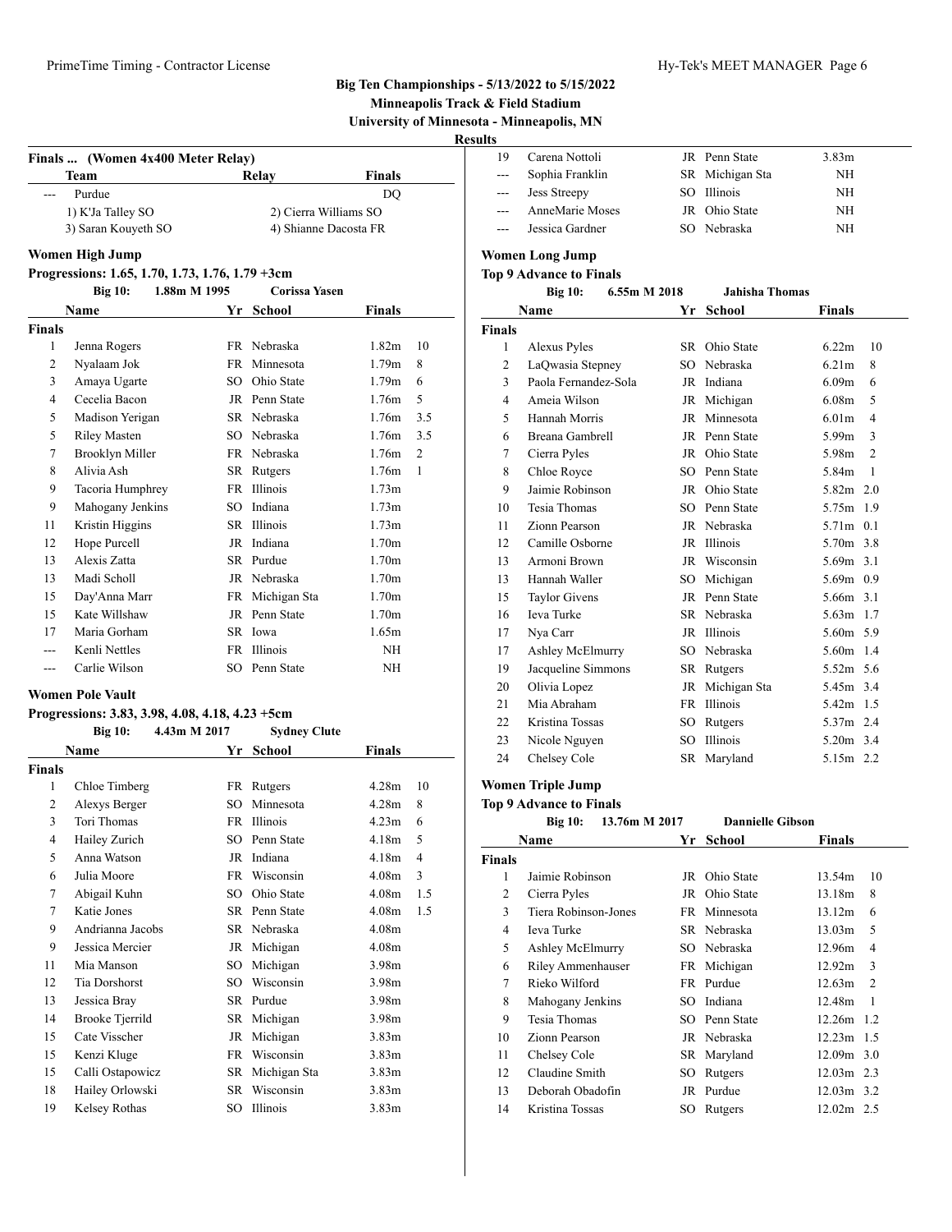## Big Ten Championships - 5/13/2022 to 5/15/2022

**Minneapolis Track & Field Stadium**

**University of Minnesota - Minneapolis, MN**

**Results**

### Finals ... (Women 4x400 Meter Relay)

| | Team | Relay | Finals |
|---|---|---|---|
| --- | Purdue | | DQ |
| | 1) K'Ja Talley SO | 2) Cierra Williams SO | |
| | 3) Saran Kouyeth SO | 4) Shianne Dacosta FR | |

### Women High Jump

**Progressions: 1.65, 1.70, 1.73, 1.76, 1.79 +3cm**

**Big 10: 1.88m M 1995 Corissa Yasen**

| | Name | Yr | School | Finals | |
|---|---|---|---|---|---|
| **Finals** | | | | | |
| 1 | Jenna Rogers | FR | Nebraska | 1.82m | 10 |
| 2 | Nyalaam Jok | FR | Minnesota | 1.79m | 8 |
| 3 | Amaya Ugarte | SO | Ohio State | 1.79m | 6 |
| 4 | Cecelia Bacon | JR | Penn State | 1.76m | 5 |
| 5 | Madison Yerigan | SR | Nebraska | 1.76m | 3.5 |
| 5 | Riley Masten | SO | Nebraska | 1.76m | 3.5 |
| 7 | Brooklyn Miller | FR | Nebraska | 1.76m | 2 |
| 8 | Alivia Ash | SR | Rutgers | 1.76m | 1 |
| 9 | Tacoria Humphrey | FR | Illinois | 1.73m | |
| 9 | Mahogany Jenkins | SO | Indiana | 1.73m | |
| 11 | Kristin Higgins | SR | Illinois | 1.73m | |
| 12 | Hope Purcell | JR | Indiana | 1.70m | |
| 13 | Alexis Zatta | SR | Purdue | 1.70m | |
| 13 | Madi Scholl | JR | Nebraska | 1.70m | |
| 15 | Day'Anna Marr | FR | Michigan Sta | 1.70m | |
| 15 | Kate Willshaw | JR | Penn State | 1.70m | |
| 17 | Maria Gorham | SR | Iowa | 1.65m | |
| --- | Kenli Nettles | FR | Illinois | NH | |
| --- | Carlie Wilson | SO | Penn State | NH | |

### Women Pole Vault

**Progressions: 3.83, 3.98, 4.08, 4.18, 4.23 +5cm**

**Big 10: 4.43m M 2017 Sydney Clute**

| | Name | Yr | School | Finals | |
|---|---|---|---|---|---|
| **Finals** | | | | | |
| 1 | Chloe Timberg | FR | Rutgers | 4.28m | 10 |
| 2 | Alexys Berger | SO | Minnesota | 4.28m | 8 |
| 3 | Tori Thomas | FR | Illinois | 4.23m | 6 |
| 4 | Hailey Zurich | SO | Penn State | 4.18m | 5 |
| 5 | Anna Watson | JR | Indiana | 4.18m | 4 |
| 6 | Julia Moore | FR | Wisconsin | 4.08m | 3 |
| 7 | Abigail Kuhn | SO | Ohio State | 4.08m | 1.5 |
| 7 | Katie Jones | SR | Penn State | 4.08m | 1.5 |
| 9 | Andrianna Jacobs | SR | Nebraska | 4.08m | |
| 9 | Jessica Mercier | JR | Michigan | 4.08m | |
| 11 | Mia Manson | SO | Michigan | 3.98m | |
| 12 | Tia Dorshorst | SO | Wisconsin | 3.98m | |
| 13 | Jessica Bray | SR | Purdue | 3.98m | |
| 14 | Brooke Tjerrild | SR | Michigan | 3.98m | |
| 15 | Cate Visscher | JR | Michigan | 3.83m | |
| 15 | Kenzi Kluge | FR | Wisconsin | 3.83m | |
| 15 | Calli Ostapowicz | SR | Michigan Sta | 3.83m | |
| 18 | Hailey Orlowski | SR | Wisconsin | 3.83m | |
| 19 | Kelsey Rothas | SO | Illinois | 3.83m | |
| 19 | Carena Nottoli | JR | Penn State | 3.83m | |
| --- | Sophia Franklin | SR | Michigan Sta | NH | |
| --- | Jess Streepy | SO | Illinois | NH | |
| --- | AnneMarie Moses | JR | Ohio State | NH | |
| --- | Jessica Gardner | SO | Nebraska | NH | |

### Women Long Jump

**Top 9 Advance to Finals**

**Big 10: 6.55m M 2018 Jahisha Thomas**

| | Name | Yr | School | Finals | |
|---|---|---|---|---|---|
| **Finals** | | | | | |
| 1 | Alexus Pyles | SR | Ohio State | 6.22m | 10 |
| 2 | LaQwasia Stepney | SO | Nebraska | 6.21m | 8 |
| 3 | Paola Fernandez-Sola | JR | Indiana | 6.09m | 6 |
| 4 | Ameia Wilson | JR | Michigan | 6.08m | 5 |
| 5 | Hannah Morris | JR | Minnesota | 6.01m | 4 |
| 6 | Breana Gambrell | JR | Penn State | 5.99m | 3 |
| 7 | Cierra Pyles | JR | Ohio State | 5.98m | 2 |
| 8 | Chloe Royce | SO | Penn State | 5.84m | 1 |
| 9 | Jaimie Robinson | JR | Ohio State | 5.82m | 2.0 |
| 10 | Tesia Thomas | SO | Penn State | 5.75m | 1.9 |
| 11 | Zionn Pearson | JR | Nebraska | 5.71m | 0.1 |
| 12 | Camille Osborne | JR | Illinois | 5.70m | 3.8 |
| 13 | Armoni Brown | JR | Wisconsin | 5.69m | 3.1 |
| 13 | Hannah Waller | SO | Michigan | 5.69m | 0.9 |
| 15 | Taylor Givens | JR | Penn State | 5.66m | 3.1 |
| 16 | Ieva Turke | SR | Nebraska | 5.63m | 1.7 |
| 17 | Nya Carr | JR | Illinois | 5.60m | 5.9 |
| 17 | Ashley McElmurry | SO | Nebraska | 5.60m | 1.4 |
| 19 | Jacqueline Simmons | SR | Rutgers | 5.52m | 5.6 |
| 20 | Olivia Lopez | JR | Michigan Sta | 5.45m | 3.4 |
| 21 | Mia Abraham | FR | Illinois | 5.42m | 1.5 |
| 22 | Kristina Tossas | SO | Rutgers | 5.37m | 2.4 |
| 23 | Nicole Nguyen | SO | Illinois | 5.20m | 3.4 |
| 24 | Chelsey Cole | SR | Maryland | 5.15m | 2.2 |

### Women Triple Jump

**Top 9 Advance to Finals**

**Big 10: 13.76m M 2017 Dannielle Gibson**

| | Name | Yr | School | Finals | |
|---|---|---|---|---|---|
| **Finals** | | | | | |
| 1 | Jaimie Robinson | JR | Ohio State | 13.54m | 10 |
| 2 | Cierra Pyles | JR | Ohio State | 13.18m | 8 |
| 3 | Tiera Robinson-Jones | FR | Minnesota | 13.12m | 6 |
| 4 | Ieva Turke | SR | Nebraska | 13.03m | 5 |
| 5 | Ashley McElmurry | SO | Nebraska | 12.96m | 4 |
| 6 | Riley Ammenhauser | FR | Michigan | 12.92m | 3 |
| 7 | Rieko Wilford | FR | Purdue | 12.63m | 2 |
| 8 | Mahogany Jenkins | SO | Indiana | 12.48m | 1 |
| 9 | Tesia Thomas | SO | Penn State | 12.26m | 1.2 |
| 10 | Zionn Pearson | JR | Nebraska | 12.23m | 1.5 |
| 11 | Chelsey Cole | SR | Maryland | 12.09m | 3.0 |
| 12 | Claudine Smith | SO | Rutgers | 12.03m | 2.3 |
| 13 | Deborah Obadofin | JR | Purdue | 12.03m | 3.2 |
| 14 | Kristina Tossas | SO | Rutgers | 12.02m | 2.5 |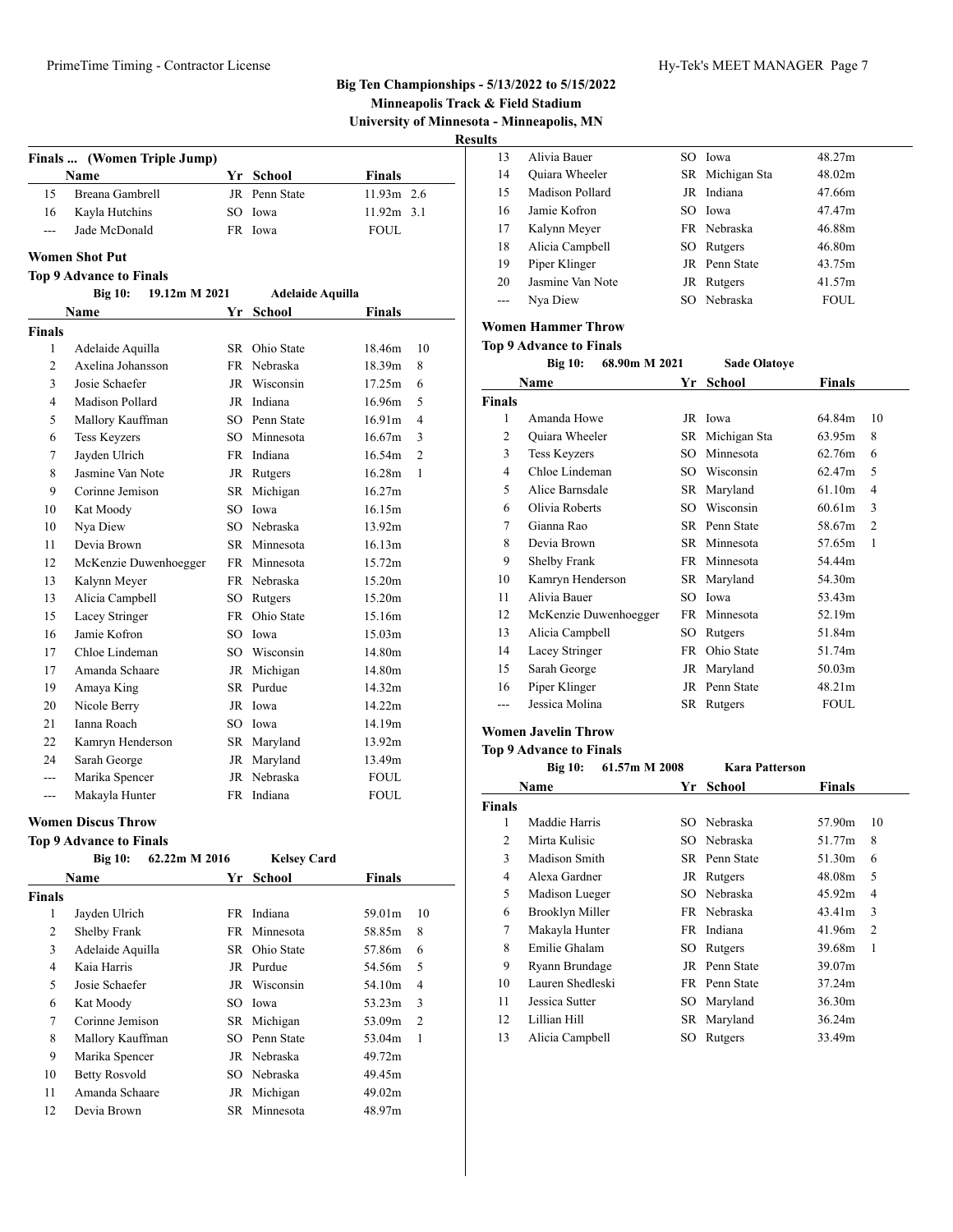Big Ten Championships - 5/13/2022 to 5/15/2022
Minneapolis Track & Field Stadium
University of Minnesota - Minneapolis, MN

**Results**

### Finals ... (Women Triple Jump)

| | Name | Yr | School | Finals | |
|---|---|---|---|---|---|
| 15 | Breana Gambrell | JR | Penn State | 11.93m | 2.6 |
| 16 | Kayla Hutchins | SO | Iowa | 11.92m | 3.1 |
| --- | Jade McDonald | FR | Iowa | FOUL | |

## Women Shot Put

**Top 9 Advance to Finals**

**Big 10:** 19.12m M 2021 **Adelaide Aquilla**

| | Name | Yr | School | Finals | |
|---|---|---|---|---|---|
| **Finals** | | | | | |
| 1 | Adelaide Aquilla | SR | Ohio State | 18.46m | 10 |
| 2 | Axelina Johansson | FR | Nebraska | 18.39m | 8 |
| 3 | Josie Schaefer | JR | Wisconsin | 17.25m | 6 |
| 4 | Madison Pollard | JR | Indiana | 16.96m | 5 |
| 5 | Mallory Kauffman | SO | Penn State | 16.91m | 4 |
| 6 | Tess Keyzers | SO | Minnesota | 16.67m | 3 |
| 7 | Jayden Ulrich | FR | Indiana | 16.54m | 2 |
| 8 | Jasmine Van Note | JR | Rutgers | 16.28m | 1 |
| 9 | Corinne Jemison | SR | Michigan | 16.27m | |
| 10 | Kat Moody | SO | Iowa | 16.15m | |
| 10 | Nya Diew | SO | Nebraska | 13.92m | |
| 11 | Devia Brown | SR | Minnesota | 16.13m | |
| 12 | McKenzie Duwenhoegger | FR | Minnesota | 15.72m | |
| 13 | Kalynn Meyer | FR | Nebraska | 15.20m | |
| 13 | Alicia Campbell | SO | Rutgers | 15.20m | |
| 15 | Lacey Stringer | FR | Ohio State | 15.16m | |
| 16 | Jamie Kofron | SO | Iowa | 15.03m | |
| 17 | Chloe Lindeman | SO | Wisconsin | 14.80m | |
| 17 | Amanda Schaare | JR | Michigan | 14.80m | |
| 19 | Amaya King | SR | Purdue | 14.32m | |
| 20 | Nicole Berry | JR | Iowa | 14.22m | |
| 21 | Ianna Roach | SO | Iowa | 14.19m | |
| 22 | Kamryn Henderson | SR | Maryland | 13.92m | |
| 24 | Sarah George | JR | Maryland | 13.49m | |
| --- | Marika Spencer | JR | Nebraska | FOUL | |
| --- | Makayla Hunter | FR | Indiana | FOUL | |

## Women Discus Throw

**Top 9 Advance to Finals**

**Big 10:** 62.22m M 2016 **Kelsey Card**

| | Name | Yr | School | Finals | |
|---|---|---|---|---|---|
| **Finals** | | | | | |
| 1 | Jayden Ulrich | FR | Indiana | 59.01m | 10 |
| 2 | Shelby Frank | FR | Minnesota | 58.85m | 8 |
| 3 | Adelaide Aquilla | SR | Ohio State | 57.86m | 6 |
| 4 | Kaia Harris | JR | Purdue | 54.56m | 5 |
| 5 | Josie Schaefer | JR | Wisconsin | 54.10m | 4 |
| 6 | Kat Moody | SO | Iowa | 53.23m | 3 |
| 7 | Corinne Jemison | SR | Michigan | 53.09m | 2 |
| 8 | Mallory Kauffman | SO | Penn State | 53.04m | 1 |
| 9 | Marika Spencer | JR | Nebraska | 49.72m | |
| 10 | Betty Rosvold | SO | Nebraska | 49.45m | |
| 11 | Amanda Schaare | JR | Michigan | 49.02m | |
| 12 | Devia Brown | SR | Minnesota | 48.97m | |
| 13 | Alivia Bauer | SO | Iowa | 48.27m | |
| 14 | Quiara Wheeler | SR | Michigan Sta | 48.02m | |
| 15 | Madison Pollard | JR | Indiana | 47.66m | |
| 16 | Jamie Kofron | SO | Iowa | 47.47m | |
| 17 | Kalynn Meyer | FR | Nebraska | 46.88m | |
| 18 | Alicia Campbell | SO | Rutgers | 46.80m | |
| 19 | Piper Klinger | JR | Penn State | 43.75m | |
| 20 | Jasmine Van Note | JR | Rutgers | 41.57m | |
| --- | Nya Diew | SO | Nebraska | FOUL | |

## Women Hammer Throw

**Top 9 Advance to Finals**

**Big 10:** 68.90m M 2021 **Sade Olatoye**

| | Name | Yr | School | Finals | |
|---|---|---|---|---|---|
| **Finals** | | | | | |
| 1 | Amanda Howe | JR | Iowa | 64.84m | 10 |
| 2 | Quiara Wheeler | SR | Michigan Sta | 63.95m | 8 |
| 3 | Tess Keyzers | SO | Minnesota | 62.76m | 6 |
| 4 | Chloe Lindeman | SO | Wisconsin | 62.47m | 5 |
| 5 | Alice Barnsdale | SR | Maryland | 61.10m | 4 |
| 6 | Olivia Roberts | SO | Wisconsin | 60.61m | 3 |
| 7 | Gianna Rao | SR | Penn State | 58.67m | 2 |
| 8 | Devia Brown | SR | Minnesota | 57.65m | 1 |
| 9 | Shelby Frank | FR | Minnesota | 54.44m | |
| 10 | Kamryn Henderson | SR | Maryland | 54.30m | |
| 11 | Alivia Bauer | SO | Iowa | 53.43m | |
| 12 | McKenzie Duwenhoegger | FR | Minnesota | 52.19m | |
| 13 | Alicia Campbell | SO | Rutgers | 51.84m | |
| 14 | Lacey Stringer | FR | Ohio State | 51.74m | |
| 15 | Sarah George | JR | Maryland | 50.03m | |
| 16 | Piper Klinger | JR | Penn State | 48.21m | |
| --- | Jessica Molina | SR | Rutgers | FOUL | |

## Women Javelin Throw

**Top 9 Advance to Finals**

**Big 10:** 61.57m M 2008 **Kara Patterson**

| | Name | Yr | School | Finals | |
|---|---|---|---|---|---|
| **Finals** | | | | | |
| 1 | Maddie Harris | SO | Nebraska | 57.90m | 10 |
| 2 | Mirta Kulisic | SO | Nebraska | 51.77m | 8 |
| 3 | Madison Smith | SR | Penn State | 51.30m | 6 |
| 4 | Alexa Gardner | JR | Rutgers | 48.08m | 5 |
| 5 | Madison Lueger | SO | Nebraska | 45.92m | 4 |
| 6 | Brooklyn Miller | FR | Nebraska | 43.41m | 3 |
| 7 | Makayla Hunter | FR | Indiana | 41.96m | 2 |
| 8 | Emilie Ghalam | SO | Rutgers | 39.68m | 1 |
| 9 | Ryann Brundage | JR | Penn State | 39.07m | |
| 10 | Lauren Shedleski | FR | Penn State | 37.24m | |
| 11 | Jessica Sutter | SO | Maryland | 36.30m | |
| 12 | Lillian Hill | SR | Maryland | 36.24m | |
| 13 | Alicia Campbell | SO | Rutgers | 33.49m | |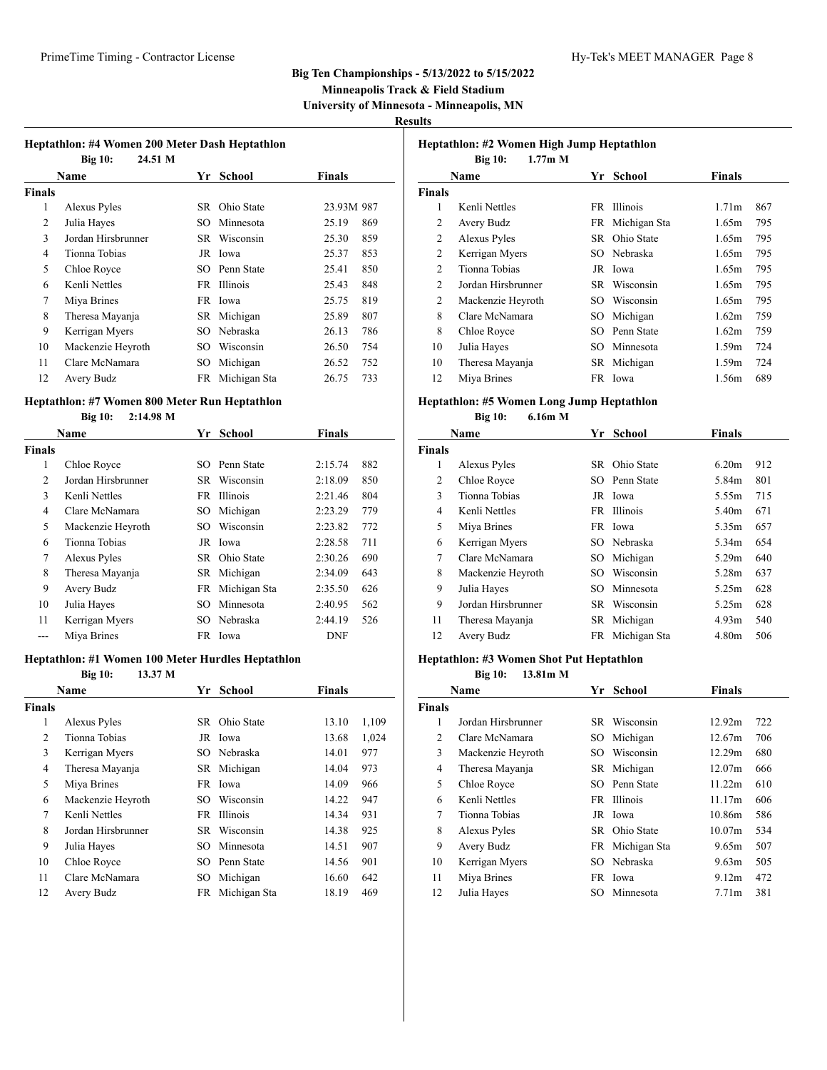**Big Ten Championships - 5/13/2022 to 5/15/2022**
**Minneapolis Track & Field Stadium**
**University of Minnesota - Minneapolis, MN**
**Results**

### Heptathlon: #4 Women 200 Meter Dash Heptathlon

**Big 10: 24.51 M**

| | Name | Yr | School | Finals | |
|---|---|---|---|---|---|
| **Finals** | | | | | |
| 1 | Alexus Pyles | SR | Ohio State | 23.93M | 987 |
| 2 | Julia Hayes | SO | Minnesota | 25.19 | 869 |
| 3 | Jordan Hirsbrunner | SR | Wisconsin | 25.30 | 859 |
| 4 | Tionna Tobias | JR | Iowa | 25.37 | 853 |
| 5 | Chloe Royce | SO | Penn State | 25.41 | 850 |
| 6 | Kenli Nettles | FR | Illinois | 25.43 | 848 |
| 7 | Miya Brines | FR | Iowa | 25.75 | 819 |
| 8 | Theresa Mayanja | SR | Michigan | 25.89 | 807 |
| 9 | Kerrigan Myers | SO | Nebraska | 26.13 | 786 |
| 10 | Mackenzie Heyroth | SO | Wisconsin | 26.50 | 754 |
| 11 | Clare McNamara | SO | Michigan | 26.52 | 752 |
| 12 | Avery Budz | FR | Michigan Sta | 26.75 | 733 |

### Heptathlon: #7 Women 800 Meter Run Heptathlon

**Big 10: 2:14.98 M**

| | Name | Yr | School | Finals | |
|---|---|---|---|---|---|
| **Finals** | | | | | |
| 1 | Chloe Royce | SO | Penn State | 2:15.74 | 882 |
| 2 | Jordan Hirsbrunner | SR | Wisconsin | 2:18.09 | 850 |
| 3 | Kenli Nettles | FR | Illinois | 2:21.46 | 804 |
| 4 | Clare McNamara | SO | Michigan | 2:23.29 | 779 |
| 5 | Mackenzie Heyroth | SO | Wisconsin | 2:23.82 | 772 |
| 6 | Tionna Tobias | JR | Iowa | 2:28.58 | 711 |
| 7 | Alexus Pyles | SR | Ohio State | 2:30.26 | 690 |
| 8 | Theresa Mayanja | SR | Michigan | 2:34.09 | 643 |
| 9 | Avery Budz | FR | Michigan Sta | 2:35.50 | 626 |
| 10 | Julia Hayes | SO | Minnesota | 2:40.95 | 562 |
| 11 | Kerrigan Myers | SO | Nebraska | 2:44.19 | 526 |
| --- | Miya Brines | FR | Iowa | DNF | |

### Heptathlon: #1 Women 100 Meter Hurdles Heptathlon

**Big 10: 13.37 M**

| | Name | Yr | School | Finals | |
|---|---|---|---|---|---|
| **Finals** | | | | | |
| 1 | Alexus Pyles | SR | Ohio State | 13.10 | 1,109 |
| 2 | Tionna Tobias | JR | Iowa | 13.68 | 1,024 |
| 3 | Kerrigan Myers | SO | Nebraska | 14.01 | 977 |
| 4 | Theresa Mayanja | SR | Michigan | 14.04 | 973 |
| 5 | Miya Brines | FR | Iowa | 14.09 | 966 |
| 6 | Mackenzie Heyroth | SO | Wisconsin | 14.22 | 947 |
| 7 | Kenli Nettles | FR | Illinois | 14.34 | 931 |
| 8 | Jordan Hirsbrunner | SR | Wisconsin | 14.38 | 925 |
| 9 | Julia Hayes | SO | Minnesota | 14.51 | 907 |
| 10 | Chloe Royce | SO | Penn State | 14.56 | 901 |
| 11 | Clare McNamara | SO | Michigan | 16.60 | 642 |
| 12 | Avery Budz | FR | Michigan Sta | 18.19 | 469 |

### Heptathlon: #2 Women High Jump Heptathlon

**Big 10: 1.77m M**

| | Name | Yr | School | Finals | |
|---|---|---|---|---|---|
| **Finals** | | | | | |
| 1 | Kenli Nettles | FR | Illinois | 1.71m | 867 |
| 2 | Avery Budz | FR | Michigan Sta | 1.65m | 795 |
| 2 | Alexus Pyles | SR | Ohio State | 1.65m | 795 |
| 2 | Kerrigan Myers | SO | Nebraska | 1.65m | 795 |
| 2 | Tionna Tobias | JR | Iowa | 1.65m | 795 |
| 2 | Jordan Hirsbrunner | SR | Wisconsin | 1.65m | 795 |
| 2 | Mackenzie Heyroth | SO | Wisconsin | 1.65m | 795 |
| 8 | Clare McNamara | SO | Michigan | 1.62m | 759 |
| 8 | Chloe Royce | SO | Penn State | 1.62m | 759 |
| 10 | Julia Hayes | SO | Minnesota | 1.59m | 724 |
| 10 | Theresa Mayanja | SR | Michigan | 1.59m | 724 |
| 12 | Miya Brines | FR | Iowa | 1.56m | 689 |

### Heptathlon: #5 Women Long Jump Heptathlon

**Big 10: 6.16m M**

| | Name | Yr | School | Finals | |
|---|---|---|---|---|---|
| **Finals** | | | | | |
| 1 | Alexus Pyles | SR | Ohio State | 6.20m | 912 |
| 2 | Chloe Royce | SO | Penn State | 5.84m | 801 |
| 3 | Tionna Tobias | JR | Iowa | 5.55m | 715 |
| 4 | Kenli Nettles | FR | Illinois | 5.40m | 671 |
| 5 | Miya Brines | FR | Iowa | 5.35m | 657 |
| 6 | Kerrigan Myers | SO | Nebraska | 5.34m | 654 |
| 7 | Clare McNamara | SO | Michigan | 5.29m | 640 |
| 8 | Mackenzie Heyroth | SO | Wisconsin | 5.28m | 637 |
| 9 | Julia Hayes | SO | Minnesota | 5.25m | 628 |
| 9 | Jordan Hirsbrunner | SR | Wisconsin | 5.25m | 628 |
| 11 | Theresa Mayanja | SR | Michigan | 4.93m | 540 |
| 12 | Avery Budz | FR | Michigan Sta | 4.80m | 506 |

### Heptathlon: #3 Women Shot Put Heptathlon

**Big 10: 13.81m M**

| | Name | Yr | School | Finals | |
|---|---|---|---|---|---|
| **Finals** | | | | | |
| 1 | Jordan Hirsbrunner | SR | Wisconsin | 12.92m | 722 |
| 2 | Clare McNamara | SO | Michigan | 12.67m | 706 |
| 3 | Mackenzie Heyroth | SO | Wisconsin | 12.29m | 680 |
| 4 | Theresa Mayanja | SR | Michigan | 12.07m | 666 |
| 5 | Chloe Royce | SO | Penn State | 11.22m | 610 |
| 6 | Kenli Nettles | FR | Illinois | 11.17m | 606 |
| 7 | Tionna Tobias | JR | Iowa | 10.86m | 586 |
| 8 | Alexus Pyles | SR | Ohio State | 10.07m | 534 |
| 9 | Avery Budz | FR | Michigan Sta | 9.65m | 507 |
| 10 | Kerrigan Myers | SO | Nebraska | 9.63m | 505 |
| 11 | Miya Brines | FR | Iowa | 9.12m | 472 |
| 12 | Julia Hayes | SO | Minnesota | 7.71m | 381 |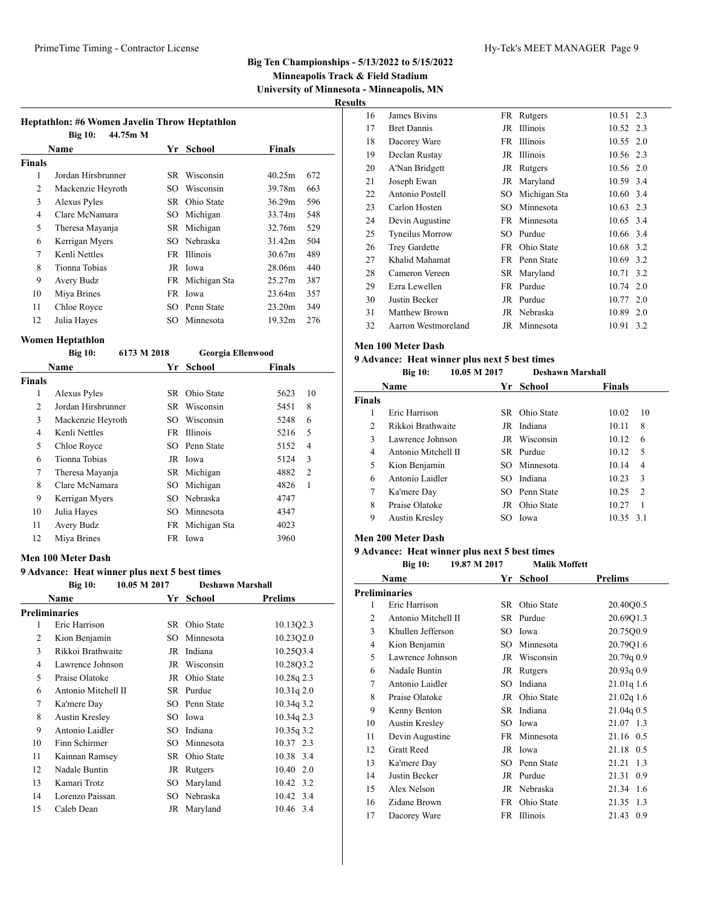Big Ten Championships - 5/13/2022 to 5/15/2022

Minneapolis Track & Field Stadium

University of Minnesota - Minneapolis, MN

**Results**

### Heptathlon: #6 Women Javelin Throw Heptathlon

Big 10: 44.75m M

| | Name | Yr | School | Finals | |
|---|---|---|---|---|---|
| **Finals** | | | | | |
| 1 | Jordan Hirsbrunner | SR | Wisconsin | 40.25m | 672 |
| 2 | Mackenzie Heyroth | SO | Wisconsin | 39.78m | 663 |
| 3 | Alexus Pyles | SR | Ohio State | 36.29m | 596 |
| 4 | Clare McNamara | SO | Michigan | 33.74m | 548 |
| 5 | Theresa Mayanja | SR | Michigan | 32.76m | 529 |
| 6 | Kerrigan Myers | SO | Nebraska | 31.42m | 504 |
| 7 | Kenli Nettles | FR | Illinois | 30.67m | 489 |
| 8 | Tionna Tobias | JR | Iowa | 28.06m | 440 |
| 9 | Avery Budz | FR | Michigan Sta | 25.27m | 387 |
| 10 | Miya Brines | FR | Iowa | 23.64m | 357 |
| 11 | Chloe Royce | SO | Penn State | 23.20m | 349 |
| 12 | Julia Hayes | SO | Minnesota | 19.32m | 276 |

### Women Heptathlon

Big 10: 6173 M 2018 Georgia Ellenwood

| | Name | Yr | School | Finals | |
|---|---|---|---|---|---|
| **Finals** | | | | | |
| 1 | Alexus Pyles | SR | Ohio State | 5623 | 10 |
| 2 | Jordan Hirsbrunner | SR | Wisconsin | 5451 | 8 |
| 3 | Mackenzie Heyroth | SO | Wisconsin | 5248 | 6 |
| 4 | Kenli Nettles | FR | Illinois | 5216 | 5 |
| 5 | Chloe Royce | SO | Penn State | 5152 | 4 |
| 6 | Tionna Tobias | JR | Iowa | 5124 | 3 |
| 7 | Theresa Mayanja | SR | Michigan | 4882 | 2 |
| 8 | Clare McNamara | SO | Michigan | 4826 | 1 |
| 9 | Kerrigan Myers | SO | Nebraska | 4747 | |
| 10 | Julia Hayes | SO | Minnesota | 4347 | |
| 11 | Avery Budz | FR | Michigan Sta | 4023 | |
| 12 | Miya Brines | FR | Iowa | 3960 | |

### Men 100 Meter Dash

**9 Advance: Heat winner plus next 5 best times**

Big 10: 10.05 M 2017 Deshawn Marshall

| | Name | Yr | School | Prelims | |
|---|---|---|---|---|---|
| **Preliminaries** | | | | | |
| 1 | Eric Harrison | SR | Ohio State | 10.13Q | 2.3 |
| 2 | Kion Benjamin | SO | Minnesota | 10.23Q | 2.0 |
| 3 | Rikkoi Brathwaite | JR | Indiana | 10.25Q | 3.4 |
| 4 | Lawrence Johnson | JR | Wisconsin | 10.28Q | 3.2 |
| 5 | Praise Olatoke | JR | Ohio State | 10.28q | 2.3 |
| 6 | Antonio Mitchell II | SR | Purdue | 10.31q | 2.0 |
| 7 | Ka'mere Day | SO | Penn State | 10.34q | 3.2 |
| 8 | Austin Kresley | SO | Iowa | 10.34q | 2.3 |
| 9 | Antonio Laidler | SO | Indiana | 10.35q | 3.2 |
| 10 | Finn Schirmer | SO | Minnesota | 10.37 | 2.3 |
| 11 | Kainnan Ramsey | SR | Ohio State | 10.38 | 3.4 |
| 12 | Nadale Buntin | JR | Rutgers | 10.40 | 2.0 |
| 13 | Kamari Trotz | SO | Maryland | 10.42 | 3.2 |
| 14 | Lorenzo Paissan | SO | Nebraska | 10.42 | 3.4 |
| 15 | Caleb Dean | JR | Maryland | 10.46 | 3.4 |
| 16 | James Bivins | FR | Rutgers | 10.51 | 2.3 |
| 17 | Bret Dannis | JR | Illinois | 10.52 | 2.3 |
| 18 | Dacorey Ware | FR | Illinois | 10.55 | 2.0 |
| 19 | Declan Rustay | JR | Illinois | 10.56 | 2.3 |
| 20 | A'Nan Bridgett | JR | Rutgers | 10.56 | 2.0 |
| 21 | Joseph Ewan | JR | Maryland | 10.59 | 3.4 |
| 22 | Antonio Postell | SO | Michigan Sta | 10.60 | 3.4 |
| 23 | Carlon Hosten | SO | Minnesota | 10.63 | 2.3 |
| 24 | Devin Augustine | FR | Minnesota | 10.65 | 3.4 |
| 25 | Tyneilus Morrow | SO | Purdue | 10.66 | 3.4 |
| 26 | Trey Gardette | FR | Ohio State | 10.68 | 3.2 |
| 27 | Khalid Mahamat | FR | Penn State | 10.69 | 3.2 |
| 28 | Cameron Vereen | SR | Maryland | 10.71 | 3.2 |
| 29 | Ezra Lewellen | FR | Purdue | 10.74 | 2.0 |
| 30 | Justin Becker | JR | Purdue | 10.77 | 2.0 |
| 31 | Matthew Brown | JR | Nebraska | 10.89 | 2.0 |
| 32 | Aarron Westmoreland | JR | Minnesota | 10.91 | 3.2 |

### Men 100 Meter Dash

**9 Advance: Heat winner plus next 5 best times**

Big 10: 10.05 M 2017 Deshawn Marshall

| | Name | Yr | School | Finals | |
|---|---|---|---|---|---|
| **Finals** | | | | | |
| 1 | Eric Harrison | SR | Ohio State | 10.02 | 10 |
| 2 | Rikkoi Brathwaite | JR | Indiana | 10.11 | 8 |
| 3 | Lawrence Johnson | JR | Wisconsin | 10.12 | 6 |
| 4 | Antonio Mitchell II | SR | Purdue | 10.12 | 5 |
| 5 | Kion Benjamin | SO | Minnesota | 10.14 | 4 |
| 6 | Antonio Laidler | SO | Indiana | 10.23 | 3 |
| 7 | Ka'mere Day | SO | Penn State | 10.25 | 2 |
| 8 | Praise Olatoke | JR | Ohio State | 10.27 | 1 |
| 9 | Austin Kresley | SO | Iowa | 10.35 | 3.1 |

### Men 200 Meter Dash

**9 Advance: Heat winner plus next 5 best times**

Big 10: 19.87 M 2017 Malik Moffett

| | Name | Yr | School | Prelims | |
|---|---|---|---|---|---|
| **Preliminaries** | | | | | |
| 1 | Eric Harrison | SR | Ohio State | 20.40Q | 0.5 |
| 2 | Antonio Mitchell II | SR | Purdue | 20.69Q | 1.3 |
| 3 | Khullen Jefferson | SO | Iowa | 20.75Q | 0.9 |
| 4 | Kion Benjamin | SO | Minnesota | 20.79Q | 1.6 |
| 5 | Lawrence Johnson | JR | Wisconsin | 20.79q | 0.9 |
| 6 | Nadale Buntin | JR | Rutgers | 20.93q | 0.9 |
| 7 | Antonio Laidler | SO | Indiana | 21.01q | 1.6 |
| 8 | Praise Olatoke | JR | Ohio State | 21.02q | 1.6 |
| 9 | Kenny Benton | SR | Indiana | 21.04q | 0.5 |
| 10 | Austin Kresley | SO | Iowa | 21.07 | 1.3 |
| 11 | Devin Augustine | FR | Minnesota | 21.16 | 0.5 |
| 12 | Gratt Reed | JR | Iowa | 21.18 | 0.5 |
| 13 | Ka'mere Day | SO | Penn State | 21.21 | 1.3 |
| 14 | Justin Becker | JR | Purdue | 21.31 | 0.9 |
| 15 | Alex Nelson | JR | Nebraska | 21.34 | 1.6 |
| 16 | Zidane Brown | FR | Ohio State | 21.35 | 1.3 |
| 17 | Dacorey Ware | FR | Illinois | 21.43 | 0.9 |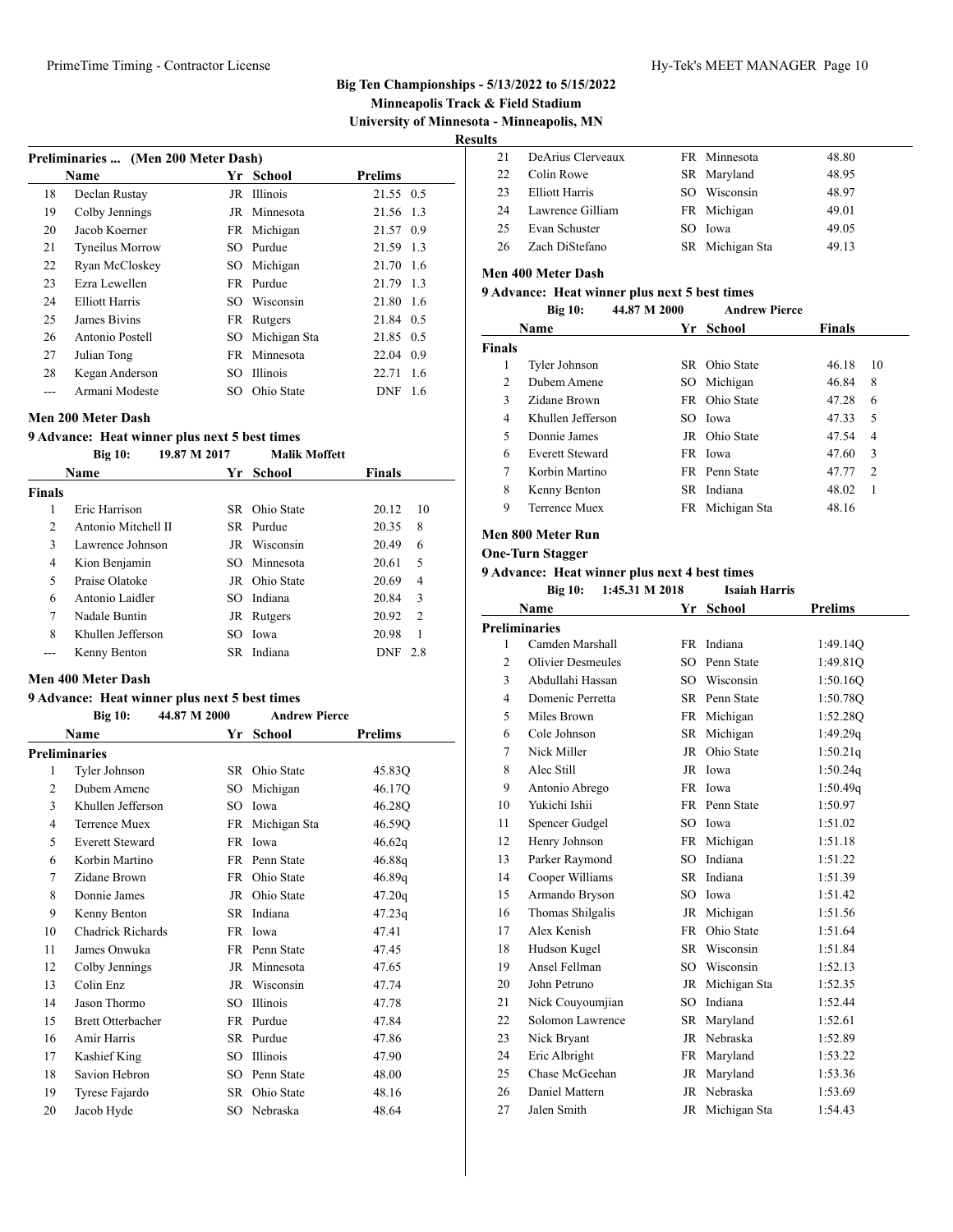## Big Ten Championships - 5/13/2022 to 5/15/2022

**Minneapolis Track & Field Stadium**

**University of Minnesota - Minneapolis, MN**

**Results**

### Preliminaries ... (Men 200 Meter Dash)

| | Name | Yr | School | Prelims | |
|---|---|---|---|---|---|
| 18 | Declan Rustay | JR | Illinois | 21.55 | 0.5 |
| 19 | Colby Jennings | JR | Minnesota | 21.56 | 1.3 |
| 20 | Jacob Koerner | FR | Michigan | 21.57 | 0.9 |
| 21 | Tyneilus Morrow | SO | Purdue | 21.59 | 1.3 |
| 22 | Ryan McCloskey | SO | Michigan | 21.70 | 1.6 |
| 23 | Ezra Lewellen | FR | Purdue | 21.79 | 1.3 |
| 24 | Elliott Harris | SO | Wisconsin | 21.80 | 1.6 |
| 25 | James Bivins | FR | Rutgers | 21.84 | 0.5 |
| 26 | Antonio Postell | SO | Michigan Sta | 21.85 | 0.5 |
| 27 | Julian Tong | FR | Minnesota | 22.04 | 0.9 |
| 28 | Kegan Anderson | SO | Illinois | 22.71 | 1.6 |
| --- | Armani Modeste | SO | Ohio State | DNF | 1.6 |

### Men 200 Meter Dash

**9 Advance: Heat winner plus next 5 best times**

Big 10: 19.87 M 2017 Malik Moffett

| | Name | Yr | School | Finals | |
|---|---|---|---|---|---|
| **Finals** | | | | | |
| 1 | Eric Harrison | SR | Ohio State | 20.12 | 10 |
| 2 | Antonio Mitchell II | SR | Purdue | 20.35 | 8 |
| 3 | Lawrence Johnson | JR | Wisconsin | 20.49 | 6 |
| 4 | Kion Benjamin | SO | Minnesota | 20.61 | 5 |
| 5 | Praise Olatoke | JR | Ohio State | 20.69 | 4 |
| 6 | Antonio Laidler | SO | Indiana | 20.84 | 3 |
| 7 | Nadale Buntin | JR | Rutgers | 20.92 | 2 |
| 8 | Khullen Jefferson | SO | Iowa | 20.98 | 1 |
| --- | Kenny Benton | SR | Indiana | DNF | 2.8 |

### Men 400 Meter Dash

**9 Advance: Heat winner plus next 5 best times**

Big 10: 44.87 M 2000 Andrew Pierce

| | Name | Yr | School | Prelims |
|---|---|---|---|---|
| **Preliminaries** | | | | |
| 1 | Tyler Johnson | SR | Ohio State | 45.83Q |
| 2 | Dubem Amene | SO | Michigan | 46.17Q |
| 3 | Khullen Jefferson | SO | Iowa | 46.28Q |
| 4 | Terrence Muex | FR | Michigan Sta | 46.59Q |
| 5 | Everett Steward | FR | Iowa | 46.62q |
| 6 | Korbin Martino | FR | Penn State | 46.88q |
| 7 | Zidane Brown | FR | Ohio State | 46.89q |
| 8 | Donnie James | JR | Ohio State | 47.20q |
| 9 | Kenny Benton | SR | Indiana | 47.23q |
| 10 | Chadrick Richards | FR | Iowa | 47.41 |
| 11 | James Onwuka | FR | Penn State | 47.45 |
| 12 | Colby Jennings | JR | Minnesota | 47.65 |
| 13 | Colin Enz | JR | Wisconsin | 47.74 |
| 14 | Jason Thormo | SO | Illinois | 47.78 |
| 15 | Brett Otterbacher | FR | Purdue | 47.84 |
| 16 | Amir Harris | SR | Purdue | 47.86 |
| 17 | Kashief King | SO | Illinois | 47.90 |
| 18 | Savion Hebron | SO | Penn State | 48.00 |
| 19 | Tyrese Fajardo | SR | Ohio State | 48.16 |
| 20 | Jacob Hyde | SO | Nebraska | 48.64 |
| 21 | DeArius Clerveaux | FR | Minnesota | 48.80 |
| 22 | Colin Rowe | SR | Maryland | 48.95 |
| 23 | Elliott Harris | SO | Wisconsin | 48.97 |
| 24 | Lawrence Gilliam | FR | Michigan | 49.01 |
| 25 | Evan Schuster | SO | Iowa | 49.05 |
| 26 | Zach DiStefano | SR | Michigan Sta | 49.13 |

### Men 400 Meter Dash

**9 Advance: Heat winner plus next 5 best times**

Big 10: 44.87 M 2000 Andrew Pierce

| | Name | Yr | School | Finals | |
|---|---|---|---|---|---|
| **Finals** | | | | | |
| 1 | Tyler Johnson | SR | Ohio State | 46.18 | 10 |
| 2 | Dubem Amene | SO | Michigan | 46.84 | 8 |
| 3 | Zidane Brown | FR | Ohio State | 47.28 | 6 |
| 4 | Khullen Jefferson | SO | Iowa | 47.33 | 5 |
| 5 | Donnie James | JR | Ohio State | 47.54 | 4 |
| 6 | Everett Steward | FR | Iowa | 47.60 | 3 |
| 7 | Korbin Martino | FR | Penn State | 47.77 | 2 |
| 8 | Kenny Benton | SR | Indiana | 48.02 | 1 |
| 9 | Terrence Muex | FR | Michigan Sta | 48.16 | |

### Men 800 Meter Run

**One-Turn Stagger**

**9 Advance: Heat winner plus next 4 best times**

Big 10: 1:45.31 M 2018 Isaiah Harris

| | Name | Yr | School | Prelims |
|---|---|---|---|---|
| **Preliminaries** | | | | |
| 1 | Camden Marshall | FR | Indiana | 1:49.14Q |
| 2 | Olivier Desmeules | SO | Penn State | 1:49.81Q |
| 3 | Abdullahi Hassan | SO | Wisconsin | 1:50.16Q |
| 4 | Domenic Perretta | SR | Penn State | 1:50.78Q |
| 5 | Miles Brown | FR | Michigan | 1:52.28Q |
| 6 | Cole Johnson | SR | Michigan | 1:49.29q |
| 7 | Nick Miller | JR | Ohio State | 1:50.21q |
| 8 | Alec Still | JR | Iowa | 1:50.24q |
| 9 | Antonio Abrego | FR | Iowa | 1:50.49q |
| 10 | Yukichi Ishii | FR | Penn State | 1:50.97 |
| 11 | Spencer Gudgel | SO | Iowa | 1:51.02 |
| 12 | Henry Johnson | FR | Michigan | 1:51.18 |
| 13 | Parker Raymond | SO | Indiana | 1:51.22 |
| 14 | Cooper Williams | SR | Indiana | 1:51.39 |
| 15 | Armando Bryson | SO | Iowa | 1:51.42 |
| 16 | Thomas Shilgalis | JR | Michigan | 1:51.56 |
| 17 | Alex Kenish | FR | Ohio State | 1:51.64 |
| 18 | Hudson Kugel | SR | Wisconsin | 1:51.84 |
| 19 | Ansel Fellman | SO | Wisconsin | 1:52.13 |
| 20 | John Petruno | JR | Michigan Sta | 1:52.35 |
| 21 | Nick Couyoumjian | SO | Indiana | 1:52.44 |
| 22 | Solomon Lawrence | SR | Maryland | 1:52.61 |
| 23 | Nick Bryant | JR | Nebraska | 1:52.89 |
| 24 | Eric Albright | FR | Maryland | 1:53.22 |
| 25 | Chase McGeehan | JR | Maryland | 1:53.36 |
| 26 | Daniel Mattern | JR | Nebraska | 1:53.69 |
| 27 | Jalen Smith | JR | Michigan Sta | 1:54.43 |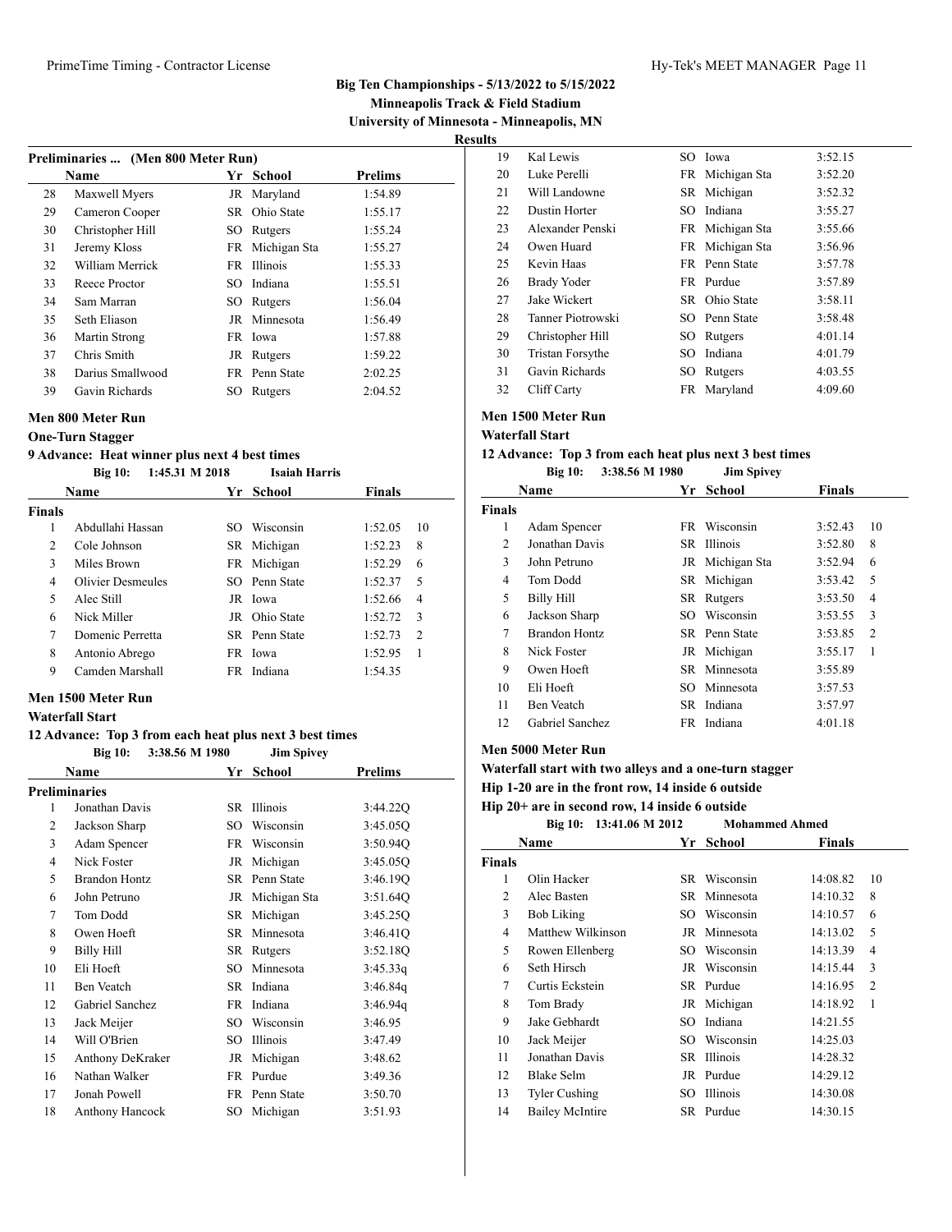**Big Ten Championships - 5/13/2022 to 5/15/2022**
**Minneapolis Track & Field Stadium**
**University of Minnesota - Minneapolis, MN**
**Results**

### Preliminaries ... (Men 800 Meter Run)

| | Name | Yr | School | Prelims |
|---|---|---|---|---|
| 28 | Maxwell Myers | JR | Maryland | 1:54.89 |
| 29 | Cameron Cooper | SR | Ohio State | 1:55.17 |
| 30 | Christopher Hill | SO | Rutgers | 1:55.24 |
| 31 | Jeremy Kloss | FR | Michigan Sta | 1:55.27 |
| 32 | William Merrick | FR | Illinois | 1:55.33 |
| 33 | Reece Proctor | SO | Indiana | 1:55.51 |
| 34 | Sam Marran | SO | Rutgers | 1:56.04 |
| 35 | Seth Eliason | JR | Minnesota | 1:56.49 |
| 36 | Martin Strong | FR | Iowa | 1:57.88 |
| 37 | Chris Smith | JR | Rutgers | 1:59.22 |
| 38 | Darius Smallwood | FR | Penn State | 2:02.25 |
| 39 | Gavin Richards | SO | Rutgers | 2:04.52 |

### Men 800 Meter Run
**One-Turn Stagger**
**9 Advance: Heat winner plus next 4 best times**
**Big 10: 1:45.31 M 2018 Isaiah Harris**

| | Name | Yr | School | Finals | |
|---|---|---|---|---|---|
| **Finals** | | | | | |
| 1 | Abdullahi Hassan | SO | Wisconsin | 1:52.05 | 10 |
| 2 | Cole Johnson | SR | Michigan | 1:52.23 | 8 |
| 3 | Miles Brown | FR | Michigan | 1:52.29 | 6 |
| 4 | Olivier Desmeules | SO | Penn State | 1:52.37 | 5 |
| 5 | Alec Still | JR | Iowa | 1:52.66 | 4 |
| 6 | Nick Miller | JR | Ohio State | 1:52.72 | 3 |
| 7 | Domenic Perretta | SR | Penn State | 1:52.73 | 2 |
| 8 | Antonio Abrego | FR | Iowa | 1:52.95 | 1 |
| 9 | Camden Marshall | FR | Indiana | 1:54.35 | |

### Men 1500 Meter Run
**Waterfall Start**
**12 Advance: Top 3 from each heat plus next 3 best times**
**Big 10: 3:38.56 M 1980 Jim Spivey**

| | Name | Yr | School | Prelims |
|---|---|---|---|---|
| **Preliminaries** | | | | |
| 1 | Jonathan Davis | SR | Illinois | 3:44.22Q |
| 2 | Jackson Sharp | SO | Wisconsin | 3:45.05Q |
| 3 | Adam Spencer | FR | Wisconsin | 3:50.94Q |
| 4 | Nick Foster | JR | Michigan | 3:45.05Q |
| 5 | Brandon Hontz | SR | Penn State | 3:46.19Q |
| 6 | John Petruno | JR | Michigan Sta | 3:51.64Q |
| 7 | Tom Dodd | SR | Michigan | 3:45.25Q |
| 8 | Owen Hoeft | SR | Minnesota | 3:46.41Q |
| 9 | Billy Hill | SR | Rutgers | 3:52.18Q |
| 10 | Eli Hoeft | SO | Minnesota | 3:45.33q |
| 11 | Ben Veatch | SR | Indiana | 3:46.84q |
| 12 | Gabriel Sanchez | FR | Indiana | 3:46.94q |
| 13 | Jack Meijer | SO | Wisconsin | 3:46.95 |
| 14 | Will O'Brien | SO | Illinois | 3:47.49 |
| 15 | Anthony DeKraker | JR | Michigan | 3:48.62 |
| 16 | Nathan Walker | FR | Purdue | 3:49.36 |
| 17 | Jonah Powell | FR | Penn State | 3:50.70 |
| 18 | Anthony Hancock | SO | Michigan | 3:51.93 |
| 19 | Kal Lewis | SO | Iowa | 3:52.15 |
| 20 | Luke Perelli | FR | Michigan Sta | 3:52.20 |
| 21 | Will Landowne | SR | Michigan | 3:52.32 |
| 22 | Dustin Horter | SO | Indiana | 3:55.27 |
| 23 | Alexander Penski | FR | Michigan Sta | 3:55.66 |
| 24 | Owen Huard | FR | Michigan Sta | 3:56.96 |
| 25 | Kevin Haas | FR | Penn State | 3:57.78 |
| 26 | Brady Yoder | FR | Purdue | 3:57.89 |
| 27 | Jake Wickert | SR | Ohio State | 3:58.11 |
| 28 | Tanner Piotrowski | SO | Penn State | 3:58.48 |
| 29 | Christopher Hill | SO | Rutgers | 4:01.14 |
| 30 | Tristan Forsythe | SO | Indiana | 4:01.79 |
| 31 | Gavin Richards | SO | Rutgers | 4:03.55 |
| 32 | Cliff Carty | FR | Maryland | 4:09.60 |

### Men 1500 Meter Run
**Waterfall Start**
**12 Advance: Top 3 from each heat plus next 3 best times**
**Big 10: 3:38.56 M 1980 Jim Spivey**

| | Name | Yr | School | Finals | |
|---|---|---|---|---|---|
| **Finals** | | | | | |
| 1 | Adam Spencer | FR | Wisconsin | 3:52.43 | 10 |
| 2 | Jonathan Davis | SR | Illinois | 3:52.80 | 8 |
| 3 | John Petruno | JR | Michigan Sta | 3:52.94 | 6 |
| 4 | Tom Dodd | SR | Michigan | 3:53.42 | 5 |
| 5 | Billy Hill | SR | Rutgers | 3:53.50 | 4 |
| 6 | Jackson Sharp | SO | Wisconsin | 3:53.55 | 3 |
| 7 | Brandon Hontz | SR | Penn State | 3:53.85 | 2 |
| 8 | Nick Foster | JR | Michigan | 3:55.17 | 1 |
| 9 | Owen Hoeft | SR | Minnesota | 3:55.89 | |
| 10 | Eli Hoeft | SO | Minnesota | 3:57.53 | |
| 11 | Ben Veatch | SR | Indiana | 3:57.97 | |
| 12 | Gabriel Sanchez | FR | Indiana | 4:01.18 | |

### Men 5000 Meter Run
**Waterfall start with two alleys and a one-turn stagger**
**Hip 1-20 are in the front row, 14 inside 6 outside**
**Hip 20+ are in second row, 14 inside 6 outside**
**Big 10: 13:41.06 M 2012 Mohammed Ahmed**

| | Name | Yr | School | Finals | |
|---|---|---|---|---|---|
| **Finals** | | | | | |
| 1 | Olin Hacker | SR | Wisconsin | 14:08.82 | 10 |
| 2 | Alec Basten | SR | Minnesota | 14:10.32 | 8 |
| 3 | Bob Liking | SO | Wisconsin | 14:10.57 | 6 |
| 4 | Matthew Wilkinson | JR | Minnesota | 14:13.02 | 5 |
| 5 | Rowen Ellenberg | SO | Wisconsin | 14:13.39 | 4 |
| 6 | Seth Hirsch | JR | Wisconsin | 14:15.44 | 3 |
| 7 | Curtis Eckstein | SR | Purdue | 14:16.95 | 2 |
| 8 | Tom Brady | JR | Michigan | 14:18.92 | 1 |
| 9 | Jake Gebhardt | SO | Indiana | 14:21.55 | |
| 10 | Jack Meijer | SO | Wisconsin | 14:25.03 | |
| 11 | Jonathan Davis | SR | Illinois | 14:28.32 | |
| 12 | Blake Selm | JR | Purdue | 14:29.12 | |
| 13 | Tyler Cushing | SO | Illinois | 14:30.08 | |
| 14 | Bailey McIntire | SR | Purdue | 14:30.15 | |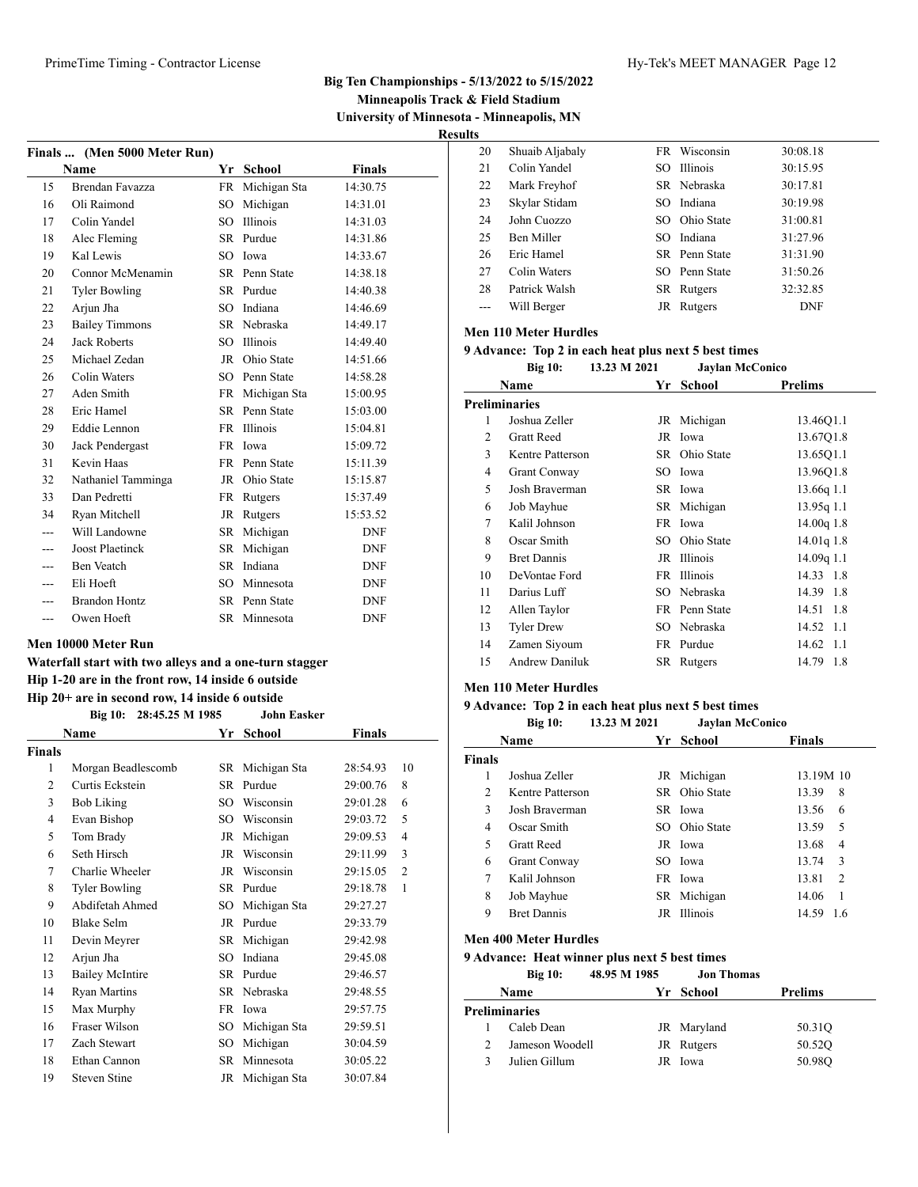**Big Ten Championships - 5/13/2022 to 5/15/2022**
**Minneapolis Track & Field Stadium**
**University of Minnesota - Minneapolis, MN**
**Results**

### Finals ... (Men 5000 Meter Run)

| | Name | Yr | School | Finals |
|---|---|---|---|---|
| 15 | Brendan Favazza | FR | Michigan Sta | 14:30.75 |
| 16 | Oli Raimond | SO | Michigan | 14:31.01 |
| 17 | Colin Yandel | SO | Illinois | 14:31.03 |
| 18 | Alec Fleming | SR | Purdue | 14:31.86 |
| 19 | Kal Lewis | SO | Iowa | 14:33.67 |
| 20 | Connor McMenamin | SR | Penn State | 14:38.18 |
| 21 | Tyler Bowling | SR | Purdue | 14:40.38 |
| 22 | Arjun Jha | SO | Indiana | 14:46.69 |
| 23 | Bailey Timmons | SR | Nebraska | 14:49.17 |
| 24 | Jack Roberts | SO | Illinois | 14:49.40 |
| 25 | Michael Zedan | JR | Ohio State | 14:51.66 |
| 26 | Colin Waters | SO | Penn State | 14:58.28 |
| 27 | Aden Smith | FR | Michigan Sta | 15:00.95 |
| 28 | Eric Hamel | SR | Penn State | 15:03.00 |
| 29 | Eddie Lennon | FR | Illinois | 15:04.81 |
| 30 | Jack Pendergast | FR | Iowa | 15:09.72 |
| 31 | Kevin Haas | FR | Penn State | 15:11.39 |
| 32 | Nathaniel Tamminga | JR | Ohio State | 15:15.87 |
| 33 | Dan Pedretti | FR | Rutgers | 15:37.49 |
| 34 | Ryan Mitchell | JR | Rutgers | 15:53.52 |
| --- | Will Landowne | SR | Michigan | DNF |
| --- | Joost Plaetinck | SR | Michigan | DNF |
| --- | Ben Veatch | SR | Indiana | DNF |
| --- | Eli Hoeft | SO | Minnesota | DNF |
| --- | Brandon Hontz | SR | Penn State | DNF |
| --- | Owen Hoeft | SR | Minnesota | DNF |

### Men 10000 Meter Run

**Waterfall start with two alleys and a one-turn stagger**
**Hip 1-20 are in the front row, 14 inside 6 outside**
**Hip 20+ are in second row, 14 inside 6 outside**

Big 10: 28:45.25 M 1985 John Easker

| | Name | Yr | School | Finals | |
|---|---|---|---|---|---|
| **Finals** | | | | | |
| 1 | Morgan Beadlescomb | SR | Michigan Sta | 28:54.93 | 10 |
| 2 | Curtis Eckstein | SR | Purdue | 29:00.76 | 8 |
| 3 | Bob Liking | SO | Wisconsin | 29:01.28 | 6 |
| 4 | Evan Bishop | SO | Wisconsin | 29:03.72 | 5 |
| 5 | Tom Brady | JR | Michigan | 29:09.53 | 4 |
| 6 | Seth Hirsch | JR | Wisconsin | 29:11.99 | 3 |
| 7 | Charlie Wheeler | JR | Wisconsin | 29:15.05 | 2 |
| 8 | Tyler Bowling | SR | Purdue | 29:18.78 | 1 |
| 9 | Abdifetah Ahmed | SO | Michigan Sta | 29:27.27 | |
| 10 | Blake Selm | JR | Purdue | 29:33.79 | |
| 11 | Devin Meyrer | SR | Michigan | 29:42.98 | |
| 12 | Arjun Jha | SO | Indiana | 29:45.08 | |
| 13 | Bailey McIntire | SR | Purdue | 29:46.57 | |
| 14 | Ryan Martins | SR | Nebraska | 29:48.55 | |
| 15 | Max Murphy | FR | Iowa | 29:57.75 | |
| 16 | Fraser Wilson | SO | Michigan Sta | 29:59.51 | |
| 17 | Zach Stewart | SO | Michigan | 30:04.59 | |
| 18 | Ethan Cannon | SR | Minnesota | 30:05.22 | |
| 19 | Steven Stine | JR | Michigan Sta | 30:07.84 | |
| 20 | Shuaib Aljabaly | FR | Wisconsin | 30:08.18 | |
| 21 | Colin Yandel | SO | Illinois | 30:15.95 | |
| 22 | Mark Freyhof | SR | Nebraska | 30:17.81 | |
| 23 | Skylar Stidam | SO | Indiana | 30:19.98 | |
| 24 | John Cuozzo | SO | Ohio State | 31:00.81 | |
| 25 | Ben Miller | SO | Indiana | 31:27.96 | |
| 26 | Eric Hamel | SR | Penn State | 31:31.90 | |
| 27 | Colin Waters | SO | Penn State | 31:50.26 | |
| 28 | Patrick Walsh | SR | Rutgers | 32:32.85 | |
| --- | Will Berger | JR | Rutgers | DNF | |

### Men 110 Meter Hurdles

**9 Advance: Top 2 in each heat plus next 5 best times**

Big 10: 13.23 M 2021 Jaylan McConico

| | Name | Yr | School | Prelims |
|---|---|---|---|---|
| **Preliminaries** | | | | |
| 1 | Joshua Zeller | JR | Michigan | 13.46Q1.1 |
| 2 | Gratt Reed | JR | Iowa | 13.67Q1.8 |
| 3 | Kentre Patterson | SR | Ohio State | 13.65Q1.1 |
| 4 | Grant Conway | SO | Iowa | 13.96Q1.8 |
| 5 | Josh Braverman | SR | Iowa | 13.66q 1.1 |
| 6 | Job Mayhue | SR | Michigan | 13.95q 1.1 |
| 7 | Kalil Johnson | FR | Iowa | 14.00q 1.8 |
| 8 | Oscar Smith | SO | Ohio State | 14.01q 1.8 |
| 9 | Bret Dannis | JR | Illinois | 14.09q 1.1 |
| 10 | DeVontae Ford | FR | Illinois | 14.33 1.8 |
| 11 | Darius Luff | SO | Nebraska | 14.39 1.8 |
| 12 | Allen Taylor | FR | Penn State | 14.51 1.8 |
| 13 | Tyler Drew | SO | Nebraska | 14.52 1.1 |
| 14 | Zamen Siyoum | FR | Purdue | 14.62 1.1 |
| 15 | Andrew Daniluk | SR | Rutgers | 14.79 1.8 |

### Men 110 Meter Hurdles

**9 Advance: Top 2 in each heat plus next 5 best times**

Big 10: 13.23 M 2021 Jaylan McConico

| | Name | Yr | School | Finals | |
|---|---|---|---|---|---|
| **Finals** | | | | | |
| 1 | Joshua Zeller | JR | Michigan | 13.19M | 10 |
| 2 | Kentre Patterson | SR | Ohio State | 13.39 | 8 |
| 3 | Josh Braverman | SR | Iowa | 13.56 | 6 |
| 4 | Oscar Smith | SO | Ohio State | 13.59 | 5 |
| 5 | Gratt Reed | JR | Iowa | 13.68 | 4 |
| 6 | Grant Conway | SO | Iowa | 13.74 | 3 |
| 7 | Kalil Johnson | FR | Iowa | 13.81 | 2 |
| 8 | Job Mayhue | SR | Michigan | 14.06 | 1 |
| 9 | Bret Dannis | JR | Illinois | 14.59 | 1.6 |

### Men 400 Meter Hurdles

**9 Advance: Heat winner plus next 5 best times**

Big 10: 48.95 M 1985 Jon Thomas

| | Name | Yr | School | Prelims |
|---|---|---|---|---|
| **Preliminaries** | | | | |
| 1 | Caleb Dean | JR | Maryland | 50.31Q |
| 2 | Jameson Woodell | JR | Rutgers | 50.52Q |
| 3 | Julien Gillum | JR | Iowa | 50.98Q |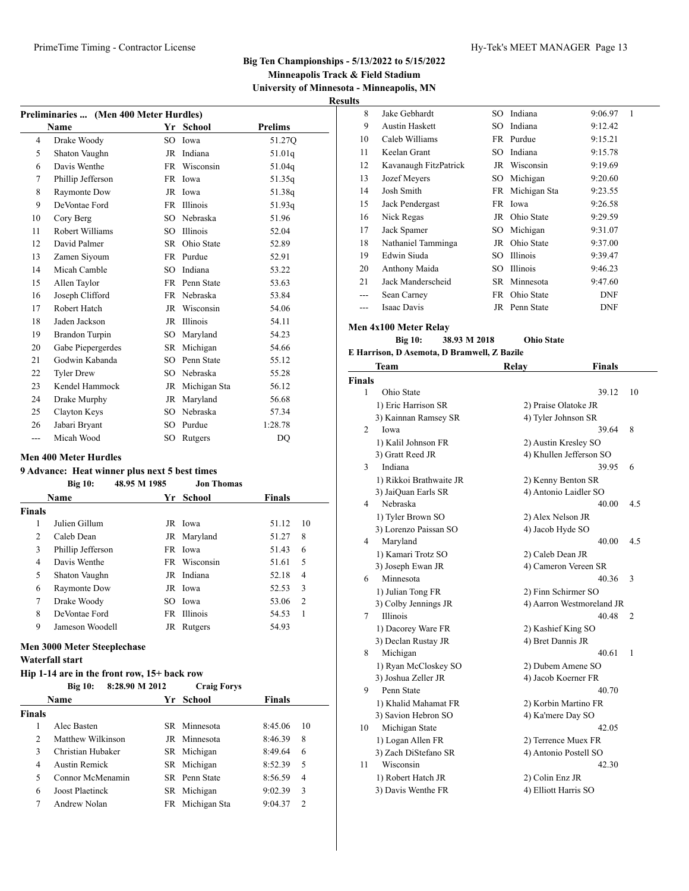# Big Ten Championships - 5/13/2022 to 5/15/2022

**Minneapolis Track & Field Stadium**

**University of Minnesota - Minneapolis, MN**

**Results**

## Preliminaries ... (Men 400 Meter Hurdles)

| | Name | Yr | School | Prelims |
|---|---|---|---|---|
| 4 | Drake Woody | SO | Iowa | 51.27Q |
| 5 | Shaton Vaughn | JR | Indiana | 51.01q |
| 6 | Davis Wenthe | FR | Wisconsin | 51.04q |
| 7 | Phillip Jefferson | FR | Iowa | 51.35q |
| 8 | Raymonte Dow | JR | Iowa | 51.38q |
| 9 | DeVontae Ford | FR | Illinois | 51.93q |
| 10 | Cory Berg | SO | Nebraska | 51.96 |
| 11 | Robert Williams | SO | Illinois | 52.04 |
| 12 | David Palmer | SR | Ohio State | 52.89 |
| 13 | Zamen Siyoum | FR | Purdue | 52.91 |
| 14 | Micah Camble | SO | Indiana | 53.22 |
| 15 | Allen Taylor | FR | Penn State | 53.63 |
| 16 | Joseph Clifford | FR | Nebraska | 53.84 |
| 17 | Robert Hatch | JR | Wisconsin | 54.06 |
| 18 | Jaden Jackson | JR | Illinois | 54.11 |
| 19 | Brandon Turpin | SO | Maryland | 54.23 |
| 20 | Gabe Piepergerdes | SR | Michigan | 54.66 |
| 21 | Godwin Kabanda | SO | Penn State | 55.12 |
| 22 | Tyler Drew | SO | Nebraska | 55.28 |
| 23 | Kendel Hammock | JR | Michigan Sta | 56.12 |
| 24 | Drake Murphy | JR | Maryland | 56.68 |
| 25 | Clayton Keys | SO | Nebraska | 57.34 |
| 26 | Jabari Bryant | SO | Purdue | 1:28.78 |
| --- | Micah Wood | SO | Rutgers | DQ |

## Men 400 Meter Hurdles

**9 Advance: Heat winner plus next 5 best times**

**Big 10:** 48.95 M 1985 **Jon Thomas**

| | Name | Yr | School | Finals | |
|---|---|---|---|---|---|
| **Finals** | | | | | |
| 1 | Julien Gillum | JR | Iowa | 51.12 | 10 |
| 2 | Caleb Dean | JR | Maryland | 51.27 | 8 |
| 3 | Phillip Jefferson | FR | Iowa | 51.43 | 6 |
| 4 | Davis Wenthe | FR | Wisconsin | 51.61 | 5 |
| 5 | Shaton Vaughn | JR | Indiana | 52.18 | 4 |
| 6 | Raymonte Dow | JR | Iowa | 52.53 | 3 |
| 7 | Drake Woody | SO | Iowa | 53.06 | 2 |
| 8 | DeVontae Ford | FR | Illinois | 54.53 | 1 |
| 9 | Jameson Woodell | JR | Rutgers | 54.93 | |

## Men 3000 Meter Steeplechase

**Waterfall start**

**Hip 1-14 are in the front row, 15+ back row**

**Big 10:** 8:28.90 M 2012 **Craig Forys**

| | Name | Yr | School | Finals | |
|---|---|---|---|---|---|
| **Finals** | | | | | |
| 1 | Alec Basten | SR | Minnesota | 8:45.06 | 10 |
| 2 | Matthew Wilkinson | JR | Minnesota | 8:46.39 | 8 |
| 3 | Christian Hubaker | SR | Michigan | 8:49.64 | 6 |
| 4 | Austin Remick | SR | Michigan | 8:52.39 | 5 |
| 5 | Connor McMenamin | SR | Penn State | 8:56.59 | 4 |
| 6 | Joost Plaetinck | SR | Michigan | 9:02.39 | 3 |
| 7 | Andrew Nolan | FR | Michigan Sta | 9:04.37 | 2 |
| 8 | Jake Gebhardt | SO | Indiana | 9:06.97 | 1 |
| 9 | Austin Haskett | SO | Indiana | 9:12.42 | |
| 10 | Caleb Williams | FR | Purdue | 9:15.21 | |
| 11 | Keelan Grant | SO | Indiana | 9:15.78 | |
| 12 | Kavanaugh FitzPatrick | JR | Wisconsin | 9:19.69 | |
| 13 | Jozef Meyers | SO | Michigan | 9:20.60 | |
| 14 | Josh Smith | FR | Michigan Sta | 9:23.55 | |
| 15 | Jack Pendergast | FR | Iowa | 9:26.58 | |
| 16 | Nick Regas | JR | Ohio State | 9:29.59 | |
| 17 | Jack Spamer | SO | Michigan | 9:31.07 | |
| 18 | Nathaniel Tamminga | JR | Ohio State | 9:37.00 | |
| 19 | Edwin Siuda | SO | Illinois | 9:39.47 | |
| 20 | Anthony Maida | SO | Illinois | 9:46.23 | |
| 21 | Jack Manderscheid | SR | Minnesota | 9:47.60 | |
| --- | Sean Carney | FR | Ohio State | DNF | |
| --- | Isaac Davis | JR | Penn State | DNF | |

## Men 4x100 Meter Relay

**Big 10:** 38.93 M 2018 **Ohio State**

**E Harrison, D Asemota, D Bramwell, Z Bazile**

| | Team | Relay | Finals | |
|---|---|---|---|---|
| **Finals** | | | | |
| 1 | Ohio State | | 39.12 | 10 |
| | 1) Eric Harrison SR | 2) Praise Olatoke JR | | |
| | 3) Kainnan Ramsey SR | 4) Tyler Johnson SR | | |
| 2 | Iowa | | 39.64 | 8 |
| | 1) Kalil Johnson FR | 2) Austin Kresley SO | | |
| | 3) Gratt Reed JR | 4) Khullen Jefferson SO | | |
| 3 | Indiana | | 39.95 | 6 |
| | 1) Rikkoi Brathwaite JR | 2) Kenny Benton SR | | |
| | 3) JaiQuan Earls SR | 4) Antonio Laidler SO | | |
| 4 | Nebraska | | 40.00 | 4.5 |
| | 1) Tyler Brown SO | 2) Alex Nelson JR | | |
| | 3) Lorenzo Paissan SO | 4) Jacob Hyde SO | | |
| 4 | Maryland | | 40.00 | 4.5 |
| | 1) Kamari Trotz SO | 2) Caleb Dean JR | | |
| | 3) Joseph Ewan JR | 4) Cameron Vereen SR | | |
| 6 | Minnesota | | 40.36 | 3 |
| | 1) Julian Tong FR | 2) Finn Schirmer SO | | |
| | 3) Colby Jennings JR | 4) Aarron Westmoreland JR | | |
| 7 | Illinois | | 40.48 | 2 |
| | 1) Dacorey Ware FR | 2) Kashief King SO | | |
| | 3) Declan Rustay JR | 4) Bret Dannis JR | | |
| 8 | Michigan | | 40.61 | 1 |
| | 1) Ryan McCloskey SO | 2) Dubem Amene SO | | |
| | 3) Joshua Zeller JR | 4) Jacob Koerner FR | | |
| 9 | Penn State | | 40.70 | |
| | 1) Khalid Mahamat FR | 2) Korbin Martino FR | | |
| | 3) Savion Hebron SO | 4) Ka'mere Day SO | | |
| 10 | Michigan State | | 42.05 | |
| | 1) Logan Allen FR | 2) Terrence Muex FR | | |
| | 3) Zach DiStefano SR | 4) Antonio Postell SO | | |
| 11 | Wisconsin | | 42.30 | |
| | 1) Robert Hatch JR | 2) Colin Enz JR | | |
| | 3) Davis Wenthe FR | 4) Elliott Harris SO | | |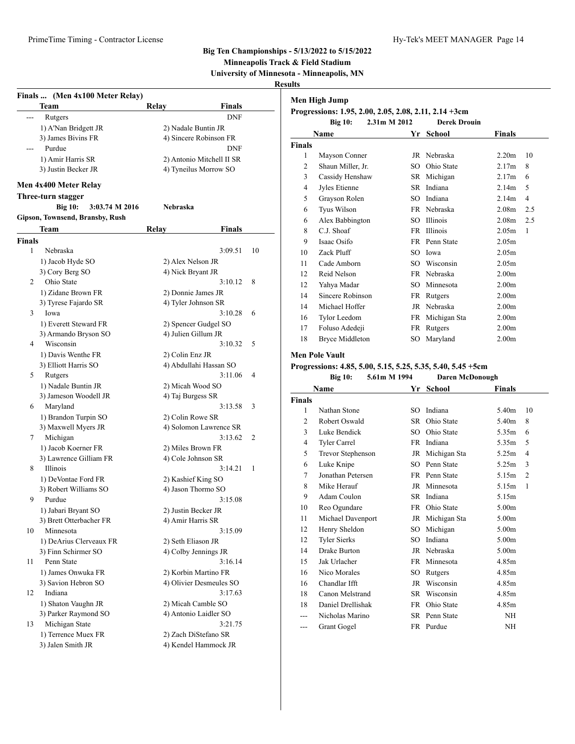**Big Ten Championships - 5/13/2022 to 5/15/2022**
**Minneapolis Track & Field Stadium**
**University of Minnesota - Minneapolis, MN**
**Results**

### Finals ... (Men 4x100 Meter Relay)

| | Team | Relay | Finals | |
|---|---|---|---|---|
| --- | Rutgers | | DNF | |
| | 1) A'Nan Bridgett JR | 2) Nadale Buntin JR | | |
| | 3) James Bivins FR | 4) Sincere Robinson FR | | |
| --- | Purdue | | DNF | |
| | 1) Amir Harris SR | 2) Antonio Mitchell II SR | | |
| | 3) Justin Becker JR | 4) Tyneilus Morrow SO | | |

### Men 4x400 Meter Relay

**Three-turn stagger**

Big 10: 3:03.74 M 2016 Nebraska
Gipson, Townsend, Bransby, Rush

| | Team | Relay | Finals | |
|---|---|---|---|---|
| **Finals** | | | | |
| 1 | Nebraska | | 3:09.51 | 10 |
| | 1) Jacob Hyde SO | 2) Alex Nelson JR | | |
| | 3) Cory Berg SO | 4) Nick Bryant JR | | |
| 2 | Ohio State | | 3:10.12 | 8 |
| | 1) Zidane Brown FR | 2) Donnie James JR | | |
| | 3) Tyrese Fajardo SR | 4) Tyler Johnson SR | | |
| 3 | Iowa | | 3:10.28 | 6 |
| | 1) Everett Steward FR | 2) Spencer Gudgel SO | | |
| | 3) Armando Bryson SO | 4) Julien Gillum JR | | |
| 4 | Wisconsin | | 3:10.32 | 5 |
| | 1) Davis Wenthe FR | 2) Colin Enz JR | | |
| | 3) Elliott Harris SO | 4) Abdullahi Hassan SO | | |
| 5 | Rutgers | | 3:11.06 | 4 |
| | 1) Nadale Buntin JR | 2) Micah Wood SO | | |
| | 3) Jameson Woodell JR | 4) Taj Burgess SR | | |
| 6 | Maryland | | 3:13.58 | 3 |
| | 1) Brandon Turpin SO | 2) Colin Rowe SR | | |
| | 3) Maxwell Myers JR | 4) Solomon Lawrence SR | | |
| 7 | Michigan | | 3:13.62 | 2 |
| | 1) Jacob Koerner FR | 2) Miles Brown FR | | |
| | 3) Lawrence Gilliam FR | 4) Cole Johnson SR | | |
| 8 | Illinois | | 3:14.21 | 1 |
| | 1) DeVontae Ford FR | 2) Kashief King SO | | |
| | 3) Robert Williams SO | 4) Jason Thormo SO | | |
| 9 | Purdue | | 3:15.08 | |
| | 1) Jabari Bryant SO | 2) Justin Becker JR | | |
| | 3) Brett Otterbacher FR | 4) Amir Harris SR | | |
| 10 | Minnesota | | 3:15.09 | |
| | 1) DeArius Clerveaux FR | 2) Seth Eliason JR | | |
| | 3) Finn Schirmer SO | 4) Colby Jennings JR | | |
| 11 | Penn State | | 3:16.14 | |
| | 1) James Onwuka FR | 2) Korbin Martino FR | | |
| | 3) Savion Hebron SO | 4) Olivier Desmeules SO | | |
| 12 | Indiana | | 3:17.63 | |
| | 1) Shaton Vaughn JR | 2) Micah Camble SO | | |
| | 3) Parker Raymond SO | 4) Antonio Laidler SO | | |
| 13 | Michigan State | | 3:21.75 | |
| | 1) Terrence Muex FR | 2) Zach DiStefano SR | | |
| | 3) Jalen Smith JR | 4) Kendel Hammock JR | | |

### Men High Jump

**Progressions: 1.95, 2.00, 2.05, 2.08, 2.11, 2.14 +3cm**

Big 10: 2.31m M 2012 Derek Drouin

| | Name | Yr | School | Finals | |
|---|---|---|---|---|---|
| **Finals** | | | | | |
| 1 | Mayson Conner | JR | Nebraska | 2.20m | 10 |
| 2 | Shaun Miller, Jr. | SO | Ohio State | 2.17m | 8 |
| 3 | Cassidy Henshaw | SR | Michigan | 2.17m | 6 |
| 4 | Jyles Etienne | SR | Indiana | 2.14m | 5 |
| 5 | Grayson Rolen | SO | Indiana | 2.14m | 4 |
| 6 | Tyus Wilson | FR | Nebraska | 2.08m | 2.5 |
| 6 | Alex Babbington | SO | Illinois | 2.08m | 2.5 |
| 8 | C.J. Shoaf | FR | Illinois | 2.05m | 1 |
| 9 | Isaac Osifo | FR | Penn State | 2.05m | |
| 10 | Zack Pluff | SO | Iowa | 2.05m | |
| 11 | Cade Amborn | SO | Wisconsin | 2.05m | |
| 12 | Reid Nelson | FR | Nebraska | 2.00m | |
| 12 | Yahya Madar | SO | Minnesota | 2.00m | |
| 14 | Sincere Robinson | FR | Rutgers | 2.00m | |
| 14 | Michael Hoffer | JR | Nebraska | 2.00m | |
| 16 | Tylor Leedom | FR | Michigan Sta | 2.00m | |
| 17 | Foluso Adedeji | FR | Rutgers | 2.00m | |
| 18 | Bryce Middleton | SO | Maryland | 2.00m | |

### Men Pole Vault

**Progressions: 4.85, 5.00, 5.15, 5.25, 5.35, 5.40, 5.45 +5cm**

Big 10: 5.61m M 1994 Daren McDonough

| | Name | Yr | School | Finals | |
|---|---|---|---|---|---|
| **Finals** | | | | | |
| 1 | Nathan Stone | SO | Indiana | 5.40m | 10 |
| 2 | Robert Oswald | SR | Ohio State | 5.40m | 8 |
| 3 | Luke Bendick | SO | Ohio State | 5.35m | 6 |
| 4 | Tyler Carrel | FR | Indiana | 5.35m | 5 |
| 5 | Trevor Stephenson | JR | Michigan Sta | 5.25m | 4 |
| 6 | Luke Knipe | SO | Penn State | 5.25m | 3 |
| 7 | Jonathan Petersen | FR | Penn State | 5.15m | 2 |
| 8 | Mike Herauf | JR | Minnesota | 5.15m | 1 |
| 9 | Adam Coulon | SR | Indiana | 5.15m | |
| 10 | Reo Ogundare | FR | Ohio State | 5.00m | |
| 11 | Michael Davenport | JR | Michigan Sta | 5.00m | |
| 12 | Henry Sheldon | SO | Michigan | 5.00m | |
| 12 | Tyler Sierks | SO | Indiana | 5.00m | |
| 14 | Drake Burton | JR | Nebraska | 5.00m | |
| 15 | Jak Urlacher | FR | Minnesota | 4.85m | |
| 16 | Nico Morales | SO | Rutgers | 4.85m | |
| 16 | Chandlar Ifft | JR | Wisconsin | 4.85m | |
| 18 | Canon Melstrand | SR | Wisconsin | 4.85m | |
| 18 | Daniel Drellishak | FR | Ohio State | 4.85m | |
| --- | Nicholas Marino | SR | Penn State | NH | |
| --- | Grant Gogel | FR | Purdue | NH | |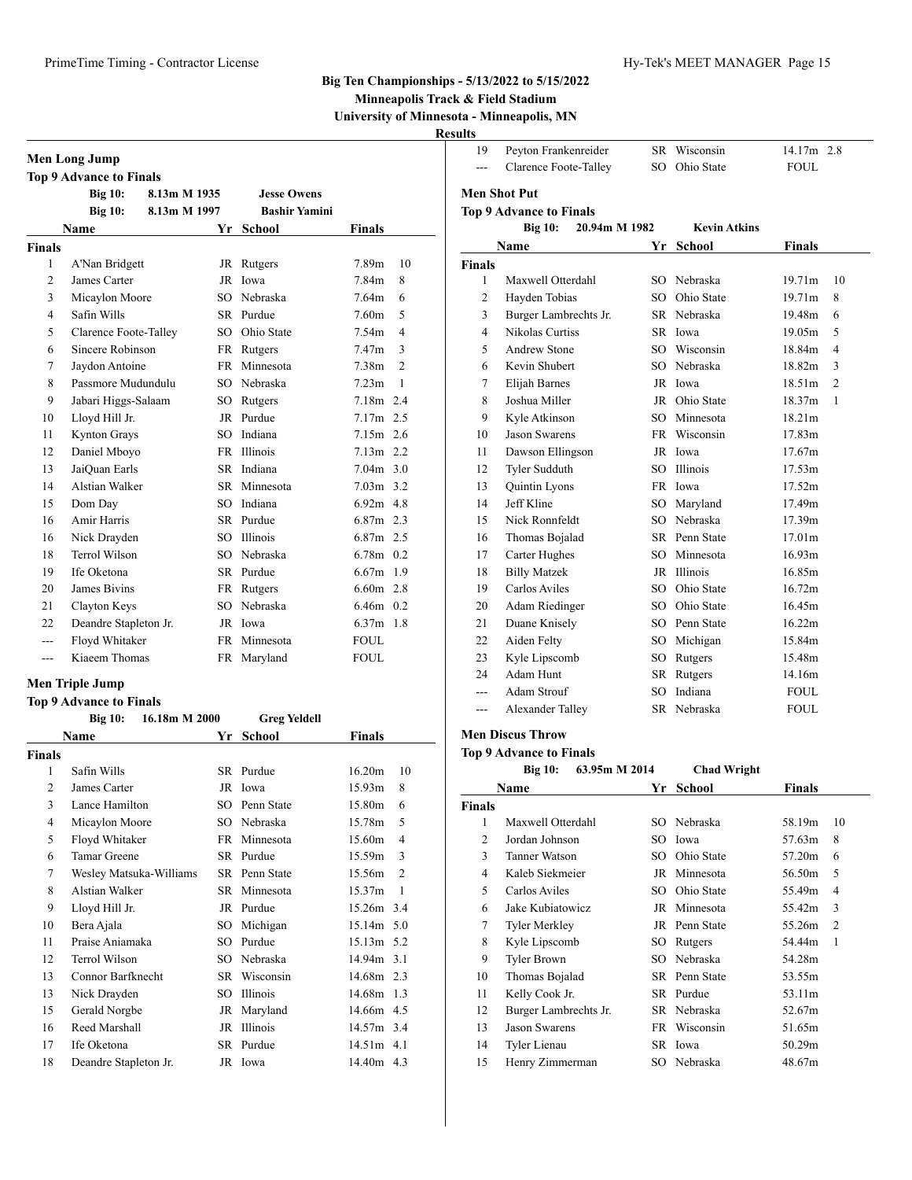Big Ten Championships - 5/13/2022 to 5/15/2022

Minneapolis Track & Field Stadium

University of Minnesota - Minneapolis, MN

**Results**

## Men Long Jump

**Top 9 Advance to Finals**

**Big 10:** 8.13m M 1935 **Jesse Owens**

**Big 10:** 8.13m M 1997 **Bashir Yamini**

| | Name | Yr | School | Finals | |
|---|---|---|---|---|---|
| **Finals** | | | | | |
| 1 | A'Nan Bridgett | JR | Rutgers | 7.89m | 10 |
| 2 | James Carter | JR | Iowa | 7.84m | 8 |
| 3 | Micaylon Moore | SO | Nebraska | 7.64m | 6 |
| 4 | Safin Wills | SR | Purdue | 7.60m | 5 |
| 5 | Clarence Foote-Talley | SO | Ohio State | 7.54m | 4 |
| 6 | Sincere Robinson | FR | Rutgers | 7.47m | 3 |
| 7 | Jaydon Antoine | FR | Minnesota | 7.38m | 2 |
| 8 | Passmore Mudundulu | SO | Nebraska | 7.23m | 1 |
| 9 | Jabari Higgs-Salaam | SO | Rutgers | 7.18m | 2.4 |
| 10 | Lloyd Hill Jr. | JR | Purdue | 7.17m | 2.5 |
| 11 | Kynton Grays | SO | Indiana | 7.15m | 2.6 |
| 12 | Daniel Mboyo | FR | Illinois | 7.13m | 2.2 |
| 13 | JaiQuan Earls | SR | Indiana | 7.04m | 3.0 |
| 14 | Alstian Walker | SR | Minnesota | 7.03m | 3.2 |
| 15 | Dom Day | SO | Indiana | 6.92m | 4.8 |
| 16 | Amir Harris | SR | Purdue | 6.87m | 2.3 |
| 16 | Nick Drayden | SO | Illinois | 6.87m | 2.5 |
| 18 | Terrol Wilson | SO | Nebraska | 6.78m | 0.2 |
| 19 | Ife Oketona | SR | Purdue | 6.67m | 1.9 |
| 20 | James Bivins | FR | Rutgers | 6.60m | 2.8 |
| 21 | Clayton Keys | SO | Nebraska | 6.46m | 0.2 |
| 22 | Deandre Stapleton Jr. | JR | Iowa | 6.37m | 1.8 |
| --- | Floyd Whitaker | FR | Minnesota | FOUL | |
| --- | Kiaeem Thomas | FR | Maryland | FOUL | |

## Men Triple Jump

**Top 9 Advance to Finals**

**Big 10:** 16.18m M 2000 **Greg Yeldell**

| | Name | Yr | School | Finals | |
|---|---|---|---|---|---|
| **Finals** | | | | | |
| 1 | Safin Wills | SR | Purdue | 16.20m | 10 |
| 2 | James Carter | JR | Iowa | 15.93m | 8 |
| 3 | Lance Hamilton | SO | Penn State | 15.80m | 6 |
| 4 | Micaylon Moore | SO | Nebraska | 15.78m | 5 |
| 5 | Floyd Whitaker | FR | Minnesota | 15.60m | 4 |
| 6 | Tamar Greene | SR | Purdue | 15.59m | 3 |
| 7 | Wesley Matsuka-Williams | SR | Penn State | 15.56m | 2 |
| 8 | Alstian Walker | SR | Minnesota | 15.37m | 1 |
| 9 | Lloyd Hill Jr. | JR | Purdue | 15.26m | 3.4 |
| 10 | Bera Ajala | SO | Michigan | 15.14m | 5.0 |
| 11 | Praise Aniamaka | SO | Purdue | 15.13m | 5.2 |
| 12 | Terrol Wilson | SO | Nebraska | 14.94m | 3.1 |
| 13 | Connor Barfknecht | SR | Wisconsin | 14.68m | 2.3 |
| 13 | Nick Drayden | SO | Illinois | 14.68m | 1.3 |
| 15 | Gerald Norgbe | JR | Maryland | 14.66m | 4.5 |
| 16 | Reed Marshall | JR | Illinois | 14.57m | 3.4 |
| 17 | Ife Oketona | SR | Purdue | 14.51m | 4.1 |
| 18 | Deandre Stapleton Jr. | JR | Iowa | 14.40m | 4.3 |
| 19 | Peyton Frankenreider | SR | Wisconsin | 14.17m | 2.8 |
| --- | Clarence Foote-Talley | SO | Ohio State | FOUL | |

## Men Shot Put

**Top 9 Advance to Finals**

**Big 10:** 20.94m M 1982 **Kevin Atkins**

| | Name | Yr | School | Finals | |
|---|---|---|---|---|---|
| **Finals** | | | | | |
| 1 | Maxwell Otterdahl | SO | Nebraska | 19.71m | 10 |
| 2 | Hayden Tobias | SO | Ohio State | 19.71m | 8 |
| 3 | Burger Lambrechts Jr. | SR | Nebraska | 19.48m | 6 |
| 4 | Nikolas Curtiss | SR | Iowa | 19.05m | 5 |
| 5 | Andrew Stone | SO | Wisconsin | 18.84m | 4 |
| 6 | Kevin Shubert | SO | Nebraska | 18.82m | 3 |
| 7 | Elijah Barnes | JR | Iowa | 18.51m | 2 |
| 8 | Joshua Miller | JR | Ohio State | 18.37m | 1 |
| 9 | Kyle Atkinson | SO | Minnesota | 18.21m | |
| 10 | Jason Swarens | FR | Wisconsin | 17.83m | |
| 11 | Dawson Ellingson | JR | Iowa | 17.67m | |
| 12 | Tyler Sudduth | SO | Illinois | 17.53m | |
| 13 | Quintin Lyons | FR | Iowa | 17.52m | |
| 14 | Jeff Kline | SO | Maryland | 17.49m | |
| 15 | Nick Ronnfeldt | SO | Nebraska | 17.39m | |
| 16 | Thomas Bojalad | SR | Penn State | 17.01m | |
| 17 | Carter Hughes | SO | Minnesota | 16.93m | |
| 18 | Billy Matzek | JR | Illinois | 16.85m | |
| 19 | Carlos Aviles | SO | Ohio State | 16.72m | |
| 20 | Adam Riedinger | SO | Ohio State | 16.45m | |
| 21 | Duane Knisely | SO | Penn State | 16.22m | |
| 22 | Aiden Felty | SO | Michigan | 15.84m | |
| 23 | Kyle Lipscomb | SO | Rutgers | 15.48m | |
| 24 | Adam Hunt | SR | Rutgers | 14.16m | |
| --- | Adam Strouf | SO | Indiana | FOUL | |
| --- | Alexander Talley | SR | Nebraska | FOUL | |

## Men Discus Throw

**Top 9 Advance to Finals**

**Big 10:** 63.95m M 2014 **Chad Wright**

| | Name | Yr | School | Finals | |
|---|---|---|---|---|---|
| **Finals** | | | | | |
| 1 | Maxwell Otterdahl | SO | Nebraska | 58.19m | 10 |
| 2 | Jordan Johnson | SO | Iowa | 57.63m | 8 |
| 3 | Tanner Watson | SO | Ohio State | 57.20m | 6 |
| 4 | Kaleb Siekmeier | JR | Minnesota | 56.50m | 5 |
| 5 | Carlos Aviles | SO | Ohio State | 55.49m | 4 |
| 6 | Jake Kubiatowicz | JR | Minnesota | 55.42m | 3 |
| 7 | Tyler Merkley | JR | Penn State | 55.26m | 2 |
| 8 | Kyle Lipscomb | SO | Rutgers | 54.44m | 1 |
| 9 | Tyler Brown | SO | Nebraska | 54.28m | |
| 10 | Thomas Bojalad | SR | Penn State | 53.55m | |
| 11 | Kelly Cook Jr. | SR | Purdue | 53.11m | |
| 12 | Burger Lambrechts Jr. | SR | Nebraska | 52.67m | |
| 13 | Jason Swarens | FR | Wisconsin | 51.65m | |
| 14 | Tyler Lienau | SR | Iowa | 50.29m | |
| 15 | Henry Zimmerman | SO | Nebraska | 48.67m | |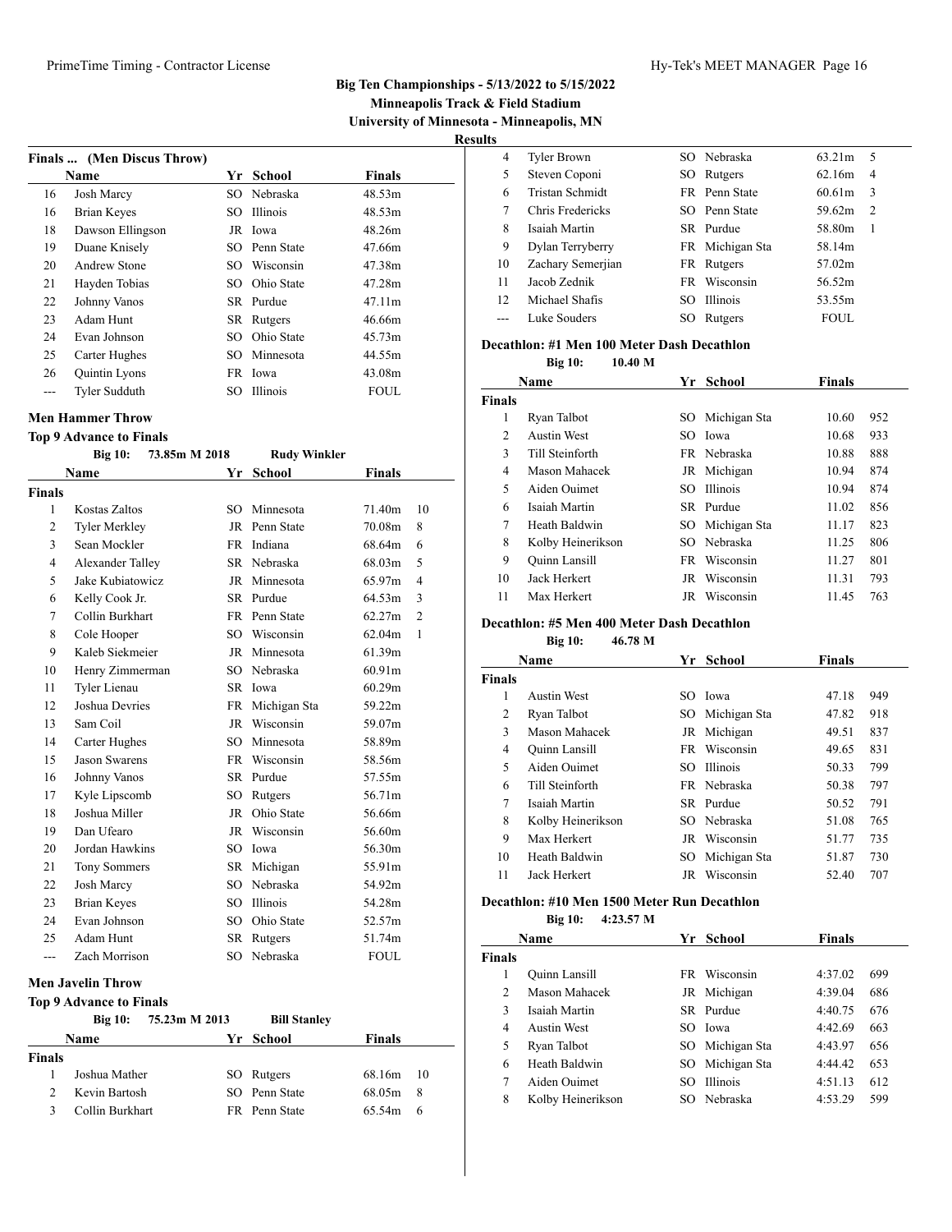## Big Ten Championships - 5/13/2022 to 5/15/2022

**Minneapolis Track & Field Stadium**

**University of Minnesota - Minneapolis, MN**

**Results**

### Finals ... (Men Discus Throw)

| | Name | Yr | School | Finals |
|---|---|---|---|---|
| 16 | Josh Marcy | SO | Nebraska | 48.53m |
| 16 | Brian Keyes | SO | Illinois | 48.53m |
| 18 | Dawson Ellingson | JR | Iowa | 48.26m |
| 19 | Duane Knisely | SO | Penn State | 47.66m |
| 20 | Andrew Stone | SO | Wisconsin | 47.38m |
| 21 | Hayden Tobias | SO | Ohio State | 47.28m |
| 22 | Johnny Vanos | SR | Purdue | 47.11m |
| 23 | Adam Hunt | SR | Rutgers | 46.66m |
| 24 | Evan Johnson | SO | Ohio State | 45.73m |
| 25 | Carter Hughes | SO | Minnesota | 44.55m |
| 26 | Quintin Lyons | FR | Iowa | 43.08m |
| --- | Tyler Sudduth | SO | Illinois | FOUL |

### Men Hammer Throw

**Top 9 Advance to Finals**

Big 10: 73.85m M 2018 Rudy Winkler

| | Name | Yr | School | Finals | |
|---|---|---|---|---|---|
| **Finals** | | | | | |
| 1 | Kostas Zaltos | SO | Minnesota | 71.40m | 10 |
| 2 | Tyler Merkley | JR | Penn State | 70.08m | 8 |
| 3 | Sean Mockler | FR | Indiana | 68.64m | 6 |
| 4 | Alexander Talley | SR | Nebraska | 68.03m | 5 |
| 5 | Jake Kubiatowicz | JR | Minnesota | 65.97m | 4 |
| 6 | Kelly Cook Jr. | SR | Purdue | 64.53m | 3 |
| 7 | Collin Burkhart | FR | Penn State | 62.27m | 2 |
| 8 | Cole Hooper | SO | Wisconsin | 62.04m | 1 |
| 9 | Kaleb Siekmeier | JR | Minnesota | 61.39m | |
| 10 | Henry Zimmerman | SO | Nebraska | 60.91m | |
| 11 | Tyler Lienau | SR | Iowa | 60.29m | |
| 12 | Joshua Devries | FR | Michigan Sta | 59.22m | |
| 13 | Sam Coil | JR | Wisconsin | 59.07m | |
| 14 | Carter Hughes | SO | Minnesota | 58.89m | |
| 15 | Jason Swarens | FR | Wisconsin | 58.56m | |
| 16 | Johnny Vanos | SR | Purdue | 57.55m | |
| 17 | Kyle Lipscomb | SO | Rutgers | 56.71m | |
| 18 | Joshua Miller | JR | Ohio State | 56.66m | |
| 19 | Dan Ufearo | JR | Wisconsin | 56.60m | |
| 20 | Jordan Hawkins | SO | Iowa | 56.30m | |
| 21 | Tony Sommers | SR | Michigan | 55.91m | |
| 22 | Josh Marcy | SO | Nebraska | 54.92m | |
| 23 | Brian Keyes | SO | Illinois | 54.28m | |
| 24 | Evan Johnson | SO | Ohio State | 52.57m | |
| 25 | Adam Hunt | SR | Rutgers | 51.74m | |
| --- | Zach Morrison | SO | Nebraska | FOUL | |

### Men Javelin Throw

**Top 9 Advance to Finals**

Big 10: 75.23m M 2013 Bill Stanley

| | Name | Yr | School | Finals | |
|---|---|---|---|---|---|
| **Finals** | | | | | |
| 1 | Joshua Mather | SO | Rutgers | 68.16m | 10 |
| 2 | Kevin Bartosh | SO | Penn State | 68.05m | 8 |
| 3 | Collin Burkhart | FR | Penn State | 65.54m | 6 |
| 4 | Tyler Brown | SO | Nebraska | 63.21m | 5 |
| 5 | Steven Coponi | SO | Rutgers | 62.16m | 4 |
| 6 | Tristan Schmidt | FR | Penn State | 60.61m | 3 |
| 7 | Chris Fredericks | SO | Penn State | 59.62m | 2 |
| 8 | Isaiah Martin | SR | Purdue | 58.80m | 1 |
| 9 | Dylan Terryberry | FR | Michigan Sta | 58.14m | |
| 10 | Zachary Semerjian | FR | Rutgers | 57.02m | |
| 11 | Jacob Zednik | FR | Wisconsin | 56.52m | |
| 12 | Michael Shafis | SO | Illinois | 53.55m | |
| --- | Luke Souders | SO | Rutgers | FOUL | |

### Decathlon: #1 Men 100 Meter Dash Decathlon

Big 10: 10.40 M

| | Name | Yr | School | Finals | |
|---|---|---|---|---|---|
| **Finals** | | | | | |
| 1 | Ryan Talbot | SO | Michigan Sta | 10.60 | 952 |
| 2 | Austin West | SO | Iowa | 10.68 | 933 |
| 3 | Till Steinforth | FR | Nebraska | 10.88 | 888 |
| 4 | Mason Mahacek | JR | Michigan | 10.94 | 874 |
| 5 | Aiden Ouimet | SO | Illinois | 10.94 | 874 |
| 6 | Isaiah Martin | SR | Purdue | 11.02 | 856 |
| 7 | Heath Baldwin | SO | Michigan Sta | 11.17 | 823 |
| 8 | Kolby Heinerikson | SO | Nebraska | 11.25 | 806 |
| 9 | Quinn Lansill | FR | Wisconsin | 11.27 | 801 |
| 10 | Jack Herkert | JR | Wisconsin | 11.31 | 793 |
| 11 | Max Herkert | JR | Wisconsin | 11.45 | 763 |

### Decathlon: #5 Men 400 Meter Dash Decathlon

Big 10: 46.78 M

| | Name | Yr | School | Finals | |
|---|---|---|---|---|---|
| **Finals** | | | | | |
| 1 | Austin West | SO | Iowa | 47.18 | 949 |
| 2 | Ryan Talbot | SO | Michigan Sta | 47.82 | 918 |
| 3 | Mason Mahacek | JR | Michigan | 49.51 | 837 |
| 4 | Quinn Lansill | FR | Wisconsin | 49.65 | 831 |
| 5 | Aiden Ouimet | SO | Illinois | 50.33 | 799 |
| 6 | Till Steinforth | FR | Nebraska | 50.38 | 797 |
| 7 | Isaiah Martin | SR | Purdue | 50.52 | 791 |
| 8 | Kolby Heinerikson | SO | Nebraska | 51.08 | 765 |
| 9 | Max Herkert | JR | Wisconsin | 51.77 | 735 |
| 10 | Heath Baldwin | SO | Michigan Sta | 51.87 | 730 |
| 11 | Jack Herkert | JR | Wisconsin | 52.40 | 707 |

### Decathlon: #10 Men 1500 Meter Run Decathlon

Big 10: 4:23.57 M

| | Name | Yr | School | Finals | |
|---|---|---|---|---|---|
| **Finals** | | | | | |
| 1 | Quinn Lansill | FR | Wisconsin | 4:37.02 | 699 |
| 2 | Mason Mahacek | JR | Michigan | 4:39.04 | 686 |
| 3 | Isaiah Martin | SR | Purdue | 4:40.75 | 676 |
| 4 | Austin West | SO | Iowa | 4:42.69 | 663 |
| 5 | Ryan Talbot | SO | Michigan Sta | 4:43.97 | 656 |
| 6 | Heath Baldwin | SO | Michigan Sta | 4:44.42 | 653 |
| 7 | Aiden Ouimet | SO | Illinois | 4:51.13 | 612 |
| 8 | Kolby Heinerikson | SO | Nebraska | 4:53.29 | 599 |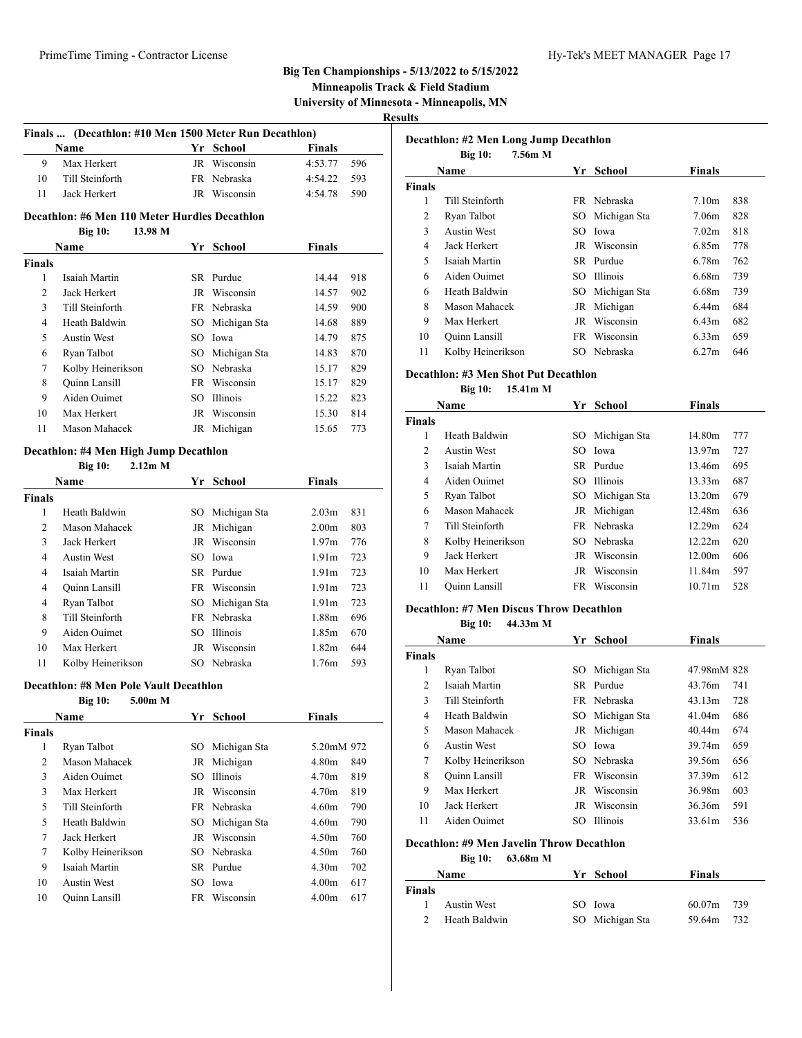**Big Ten Championships - 5/13/2022 to 5/15/2022**

**Minneapolis Track & Field Stadium**

**University of Minnesota - Minneapolis, MN**

**Results**

### Finals ... (Decathlon: #10 Men 1500 Meter Run Decathlon)

| | Name | Yr | School | Finals | |
|---|---|---|---|---|---|
| 9 | Max Herkert | JR | Wisconsin | 4:53.77 | 596 |
| 10 | Till Steinforth | FR | Nebraska | 4:54.22 | 593 |
| 11 | Jack Herkert | JR | Wisconsin | 4:54.78 | 590 |

### Decathlon: #6 Men 110 Meter Hurdles Decathlon

**Big 10:** 13.98 M

| | Name | Yr | School | Finals | |
|---|---|---|---|---|---|
| **Finals** | | | | | |
| 1 | Isaiah Martin | SR | Purdue | 14.44 | 918 |
| 2 | Jack Herkert | JR | Wisconsin | 14.57 | 902 |
| 3 | Till Steinforth | FR | Nebraska | 14.59 | 900 |
| 4 | Heath Baldwin | SO | Michigan Sta | 14.68 | 889 |
| 5 | Austin West | SO | Iowa | 14.79 | 875 |
| 6 | Ryan Talbot | SO | Michigan Sta | 14.83 | 870 |
| 7 | Kolby Heinerikson | SO | Nebraska | 15.17 | 829 |
| 8 | Quinn Lansill | FR | Wisconsin | 15.17 | 829 |
| 9 | Aiden Ouimet | SO | Illinois | 15.22 | 823 |
| 10 | Max Herkert | JR | Wisconsin | 15.30 | 814 |
| 11 | Mason Mahacek | JR | Michigan | 15.65 | 773 |

### Decathlon: #4 Men High Jump Decathlon

**Big 10:** 2.12m M

| | Name | Yr | School | Finals | |
|---|---|---|---|---|---|
| **Finals** | | | | | |
| 1 | Heath Baldwin | SO | Michigan Sta | 2.03m | 831 |
| 2 | Mason Mahacek | JR | Michigan | 2.00m | 803 |
| 3 | Jack Herkert | JR | Wisconsin | 1.97m | 776 |
| 4 | Austin West | SO | Iowa | 1.91m | 723 |
| 4 | Isaiah Martin | SR | Purdue | 1.91m | 723 |
| 4 | Quinn Lansill | FR | Wisconsin | 1.91m | 723 |
| 4 | Ryan Talbot | SO | Michigan Sta | 1.91m | 723 |
| 8 | Till Steinforth | FR | Nebraska | 1.88m | 696 |
| 9 | Aiden Ouimet | SO | Illinois | 1.85m | 670 |
| 10 | Max Herkert | JR | Wisconsin | 1.82m | 644 |
| 11 | Kolby Heinerikson | SO | Nebraska | 1.76m | 593 |

### Decathlon: #8 Men Pole Vault Decathlon

**Big 10:** 5.00m M

| | Name | Yr | School | Finals | |
|---|---|---|---|---|---|
| **Finals** | | | | | |
| 1 | Ryan Talbot | SO | Michigan Sta | 5.20mM | 972 |
| 2 | Mason Mahacek | JR | Michigan | 4.80m | 849 |
| 3 | Aiden Ouimet | SO | Illinois | 4.70m | 819 |
| 3 | Max Herkert | JR | Wisconsin | 4.70m | 819 |
| 5 | Till Steinforth | FR | Nebraska | 4.60m | 790 |
| 5 | Heath Baldwin | SO | Michigan Sta | 4.60m | 790 |
| 7 | Jack Herkert | JR | Wisconsin | 4.50m | 760 |
| 7 | Kolby Heinerikson | SO | Nebraska | 4.50m | 760 |
| 9 | Isaiah Martin | SR | Purdue | 4.30m | 702 |
| 10 | Austin West | SO | Iowa | 4.00m | 617 |
| 10 | Quinn Lansill | FR | Wisconsin | 4.00m | 617 |

### Decathlon: #2 Men Long Jump Decathlon

**Big 10:** 7.56m M

| | Name | Yr | School | Finals | |
|---|---|---|---|---|---|
| **Finals** | | | | | |
| 1 | Till Steinforth | FR | Nebraska | 7.10m | 838 |
| 2 | Ryan Talbot | SO | Michigan Sta | 7.06m | 828 |
| 3 | Austin West | SO | Iowa | 7.02m | 818 |
| 4 | Jack Herkert | JR | Wisconsin | 6.85m | 778 |
| 5 | Isaiah Martin | SR | Purdue | 6.78m | 762 |
| 6 | Aiden Ouimet | SO | Illinois | 6.68m | 739 |
| 6 | Heath Baldwin | SO | Michigan Sta | 6.68m | 739 |
| 8 | Mason Mahacek | JR | Michigan | 6.44m | 684 |
| 9 | Max Herkert | JR | Wisconsin | 6.43m | 682 |
| 10 | Quinn Lansill | FR | Wisconsin | 6.33m | 659 |
| 11 | Kolby Heinerikson | SO | Nebraska | 6.27m | 646 |

### Decathlon: #3 Men Shot Put Decathlon

**Big 10:** 15.41m M

| | Name | Yr | School | Finals | |
|---|---|---|---|---|---|
| **Finals** | | | | | |
| 1 | Heath Baldwin | SO | Michigan Sta | 14.80m | 777 |
| 2 | Austin West | SO | Iowa | 13.97m | 727 |
| 3 | Isaiah Martin | SR | Purdue | 13.46m | 695 |
| 4 | Aiden Ouimet | SO | Illinois | 13.33m | 687 |
| 5 | Ryan Talbot | SO | Michigan Sta | 13.20m | 679 |
| 6 | Mason Mahacek | JR | Michigan | 12.48m | 636 |
| 7 | Till Steinforth | FR | Nebraska | 12.29m | 624 |
| 8 | Kolby Heinerikson | SO | Nebraska | 12.22m | 620 |
| 9 | Jack Herkert | JR | Wisconsin | 12.00m | 606 |
| 10 | Max Herkert | JR | Wisconsin | 11.84m | 597 |
| 11 | Quinn Lansill | FR | Wisconsin | 10.71m | 528 |

### Decathlon: #7 Men Discus Throw Decathlon

**Big 10:** 44.33m M

| | Name | Yr | School | Finals | |
|---|---|---|---|---|---|
| **Finals** | | | | | |
| 1 | Ryan Talbot | SO | Michigan Sta | 47.98mM | 828 |
| 2 | Isaiah Martin | SR | Purdue | 43.76m | 741 |
| 3 | Till Steinforth | FR | Nebraska | 43.13m | 728 |
| 4 | Heath Baldwin | SO | Michigan Sta | 41.04m | 686 |
| 5 | Mason Mahacek | JR | Michigan | 40.44m | 674 |
| 6 | Austin West | SO | Iowa | 39.74m | 659 |
| 7 | Kolby Heinerikson | SO | Nebraska | 39.56m | 656 |
| 8 | Quinn Lansill | FR | Wisconsin | 37.39m | 612 |
| 9 | Max Herkert | JR | Wisconsin | 36.98m | 603 |
| 10 | Jack Herkert | JR | Wisconsin | 36.36m | 591 |
| 11 | Aiden Ouimet | SO | Illinois | 33.61m | 536 |

### Decathlon: #9 Men Javelin Throw Decathlon

**Big 10:** 63.68m M

| | Name | Yr | School | Finals | |
|---|---|---|---|---|---|
| **Finals** | | | | | |
| 1 | Austin West | SO | Iowa | 60.07m | 739 |
| 2 | Heath Baldwin | SO | Michigan Sta | 59.64m | 732 |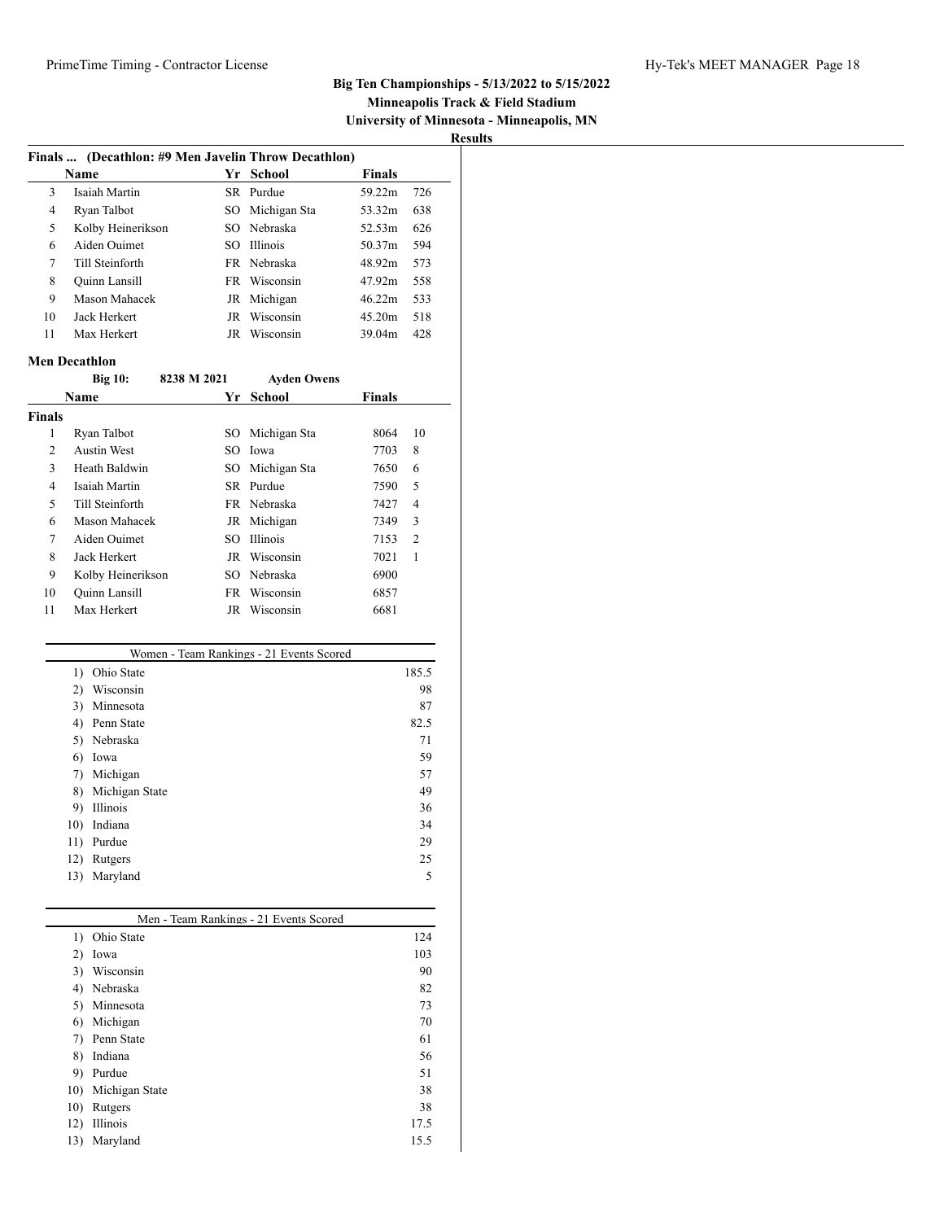**Big Ten Championships - 5/13/2022 to 5/15/2022**
**Minneapolis Track & Field Stadium**
**University of Minnesota - Minneapolis, MN**
**Results**

### Finals ... (Decathlon: #9 Men Javelin Throw Decathlon)

| | Name | Yr | School | Finals | |
|---|---|---|---|---|---|
| 3 | Isaiah Martin | SR | Purdue | 59.22m | 726 |
| 4 | Ryan Talbot | SO | Michigan Sta | 53.32m | 638 |
| 5 | Kolby Heinerikson | SO | Nebraska | 52.53m | 626 |
| 6 | Aiden Ouimet | SO | Illinois | 50.37m | 594 |
| 7 | Till Steinforth | FR | Nebraska | 48.92m | 573 |
| 8 | Quinn Lansill | FR | Wisconsin | 47.92m | 558 |
| 9 | Mason Mahacek | JR | Michigan | 46.22m | 533 |
| 10 | Jack Herkert | JR | Wisconsin | 45.20m | 518 |
| 11 | Max Herkert | JR | Wisconsin | 39.04m | 428 |

### Men Decathlon

**Big 10:** 8238 M 2021 **Ayden Owens**

| | Name | Yr | School | Finals | |
|---|---|---|---|---|---|
| **Finals** | | | | | |
| 1 | Ryan Talbot | SO | Michigan Sta | 8064 | 10 |
| 2 | Austin West | SO | Iowa | 7703 | 8 |
| 3 | Heath Baldwin | SO | Michigan Sta | 7650 | 6 |
| 4 | Isaiah Martin | SR | Purdue | 7590 | 5 |
| 5 | Till Steinforth | FR | Nebraska | 7427 | 4 |
| 6 | Mason Mahacek | JR | Michigan | 7349 | 3 |
| 7 | Aiden Ouimet | SO | Illinois | 7153 | 2 |
| 8 | Jack Herkert | JR | Wisconsin | 7021 | 1 |
| 9 | Kolby Heinerikson | SO | Nebraska | 6900 | |
| 10 | Quinn Lansill | FR | Wisconsin | 6857 | |
| 11 | Max Herkert | JR | Wisconsin | 6681 | |

### Women - Team Rankings - 21 Events Scored

| | | |
|---|---|---|
| 1) | Ohio State | 185.5 |
| 2) | Wisconsin | 98 |
| 3) | Minnesota | 87 |
| 4) | Penn State | 82.5 |
| 5) | Nebraska | 71 |
| 6) | Iowa | 59 |
| 7) | Michigan | 57 |
| 8) | Michigan State | 49 |
| 9) | Illinois | 36 |
| 10) | Indiana | 34 |
| 11) | Purdue | 29 |
| 12) | Rutgers | 25 |
| 13) | Maryland | 5 |

### Men - Team Rankings - 21 Events Scored

| | | |
|---|---|---|
| 1) | Ohio State | 124 |
| 2) | Iowa | 103 |
| 3) | Wisconsin | 90 |
| 4) | Nebraska | 82 |
| 5) | Minnesota | 73 |
| 6) | Michigan | 70 |
| 7) | Penn State | 61 |
| 8) | Indiana | 56 |
| 9) | Purdue | 51 |
| 10) | Michigan State | 38 |
| 10) | Rutgers | 38 |
| 12) | Illinois | 17.5 |
| 13) | Maryland | 15.5 |